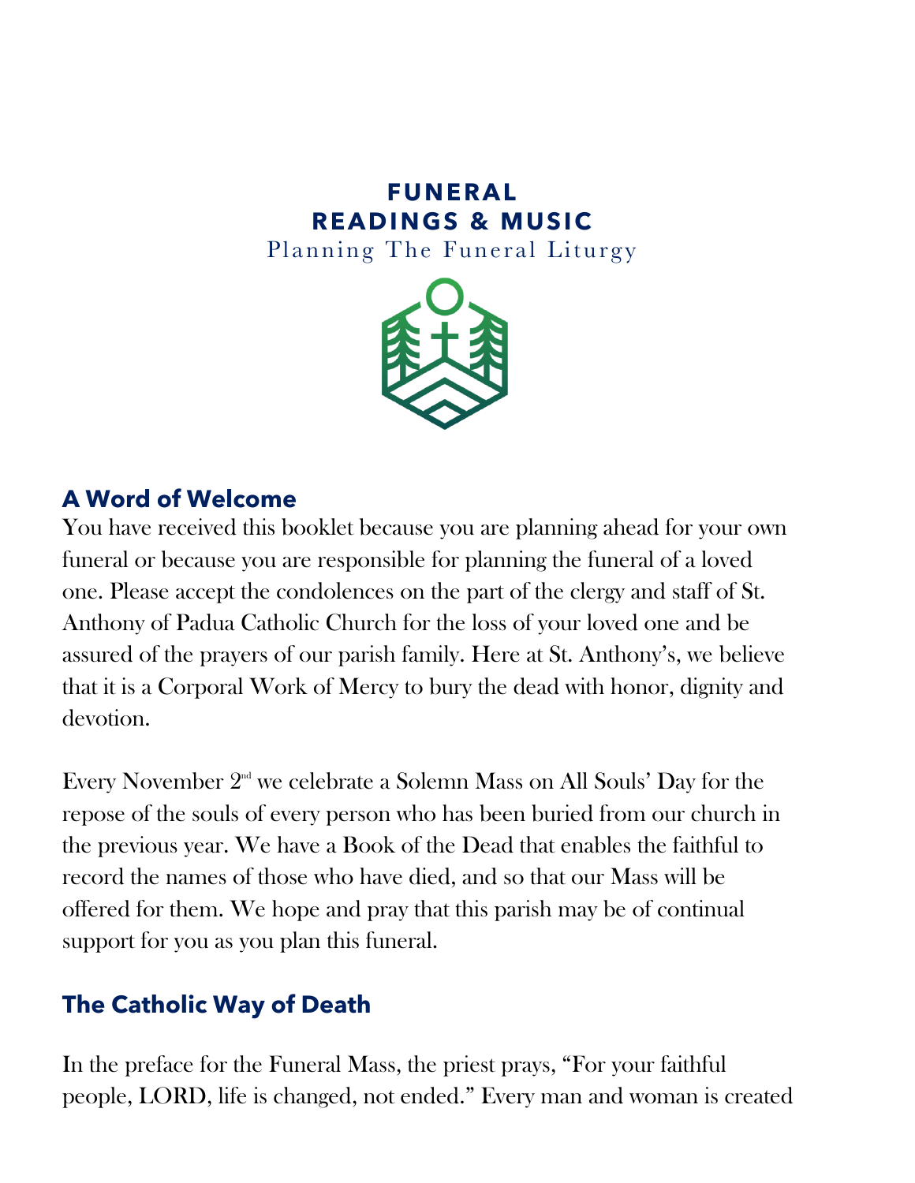# FUNERAL READINGS & MUSIC

Planning The Funeral Liturgy

## A Word of Welcome

You have received this booklet because you are planning ahead for your own funeral or because you are responsible for planning the funeral of a loved one. Please accept the condolences on the part of the clergy and staff of St. Anthony of Padua Catholic Church for the loss of your loved one and be assured of the prayers of our parish family. Here at St. Anthony's, we believe that it is a Corporal Work of Mercy to bury the dead with honor, dignity and devotion.

Every November 2nd we celebrate a Solemn Mass on All Souls' Day for the repose of the souls of every person who has been buried from our church in the previous year. We have a Book of the Dead that enables the faithful to record the names of those who have died, and so that our Mass will be offered for them. We hope and pray that this parish may be of continual support for you as you plan this funeral.

## The Catholic Way of Death

In the preface for the Funeral Mass, the priest prays, "For your faithful people, LORD, life is changed, not ended." Every man and woman is created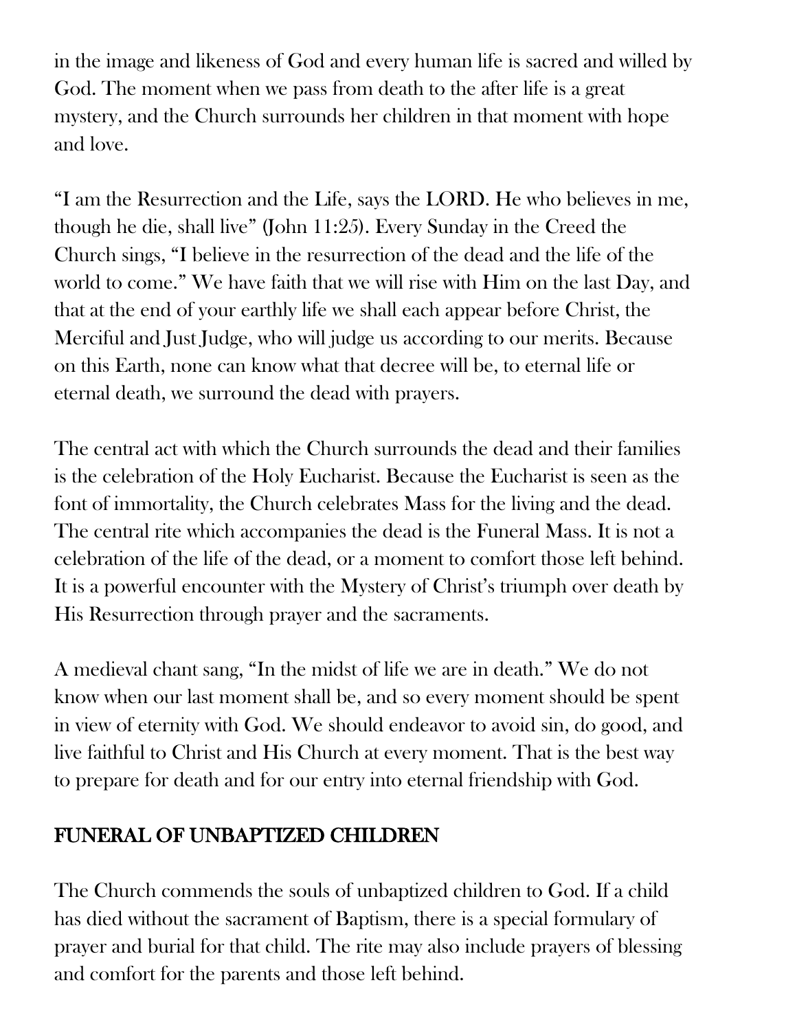in the image and likeness of God and every human life is sacred and willed by God. The moment when we pass from death to the after life is a great mystery, and the Church surrounds her children in that moment with hope and love.

"I am the Resurrection and the Life, says the LORD. He who believes in me, though he die, shall live" (John 11:25). Every Sunday in the Creed the Church sings, "I believe in the resurrection of the dead and the life of the world to come." We have faith that we will rise with Him on the last Day, and that at the end of your earthly life we shall each appear before Christ, the Merciful and Just Judge, who will judge us according to our merits. Because on this Earth, none can know what that decree will be, to eternal life or eternal death, we surround the dead with prayers.

The central act with which the Church surrounds the dead and their families is the celebration of the Holy Eucharist. Because the Eucharist is seen as the font of immortality, the Church celebrates Mass for the living and the dead. The central rite which accompanies the dead is the Funeral Mass. It is not a celebration of the life of the dead, or a moment to comfort those left behind. It is a powerful encounter with the Mystery of Christ's triumph over death by His Resurrection through prayer and the sacraments.

A medieval chant sang, "In the midst of life we are in death." We do not know when our last moment shall be, and so every moment should be spent in view of eternity with God. We should endeavor to avoid sin, do good, and live faithful to Christ and His Church at every moment. That is the best way to prepare for death and for our entry into eternal friendship with God.

## FUNERAL OF UNBAPTIZED CHILDREN

The Church commends the souls of unbaptized children to God. If a child has died without the sacrament of Baptism, there is a special formulary of prayer and burial for that child. The rite may also include prayers of blessing and comfort for the parents and those left behind.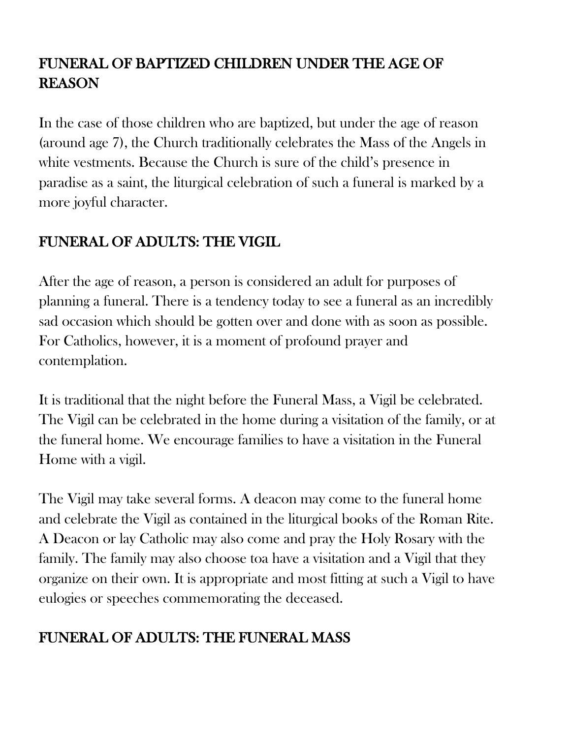## FUNERAL OF BAPTIZED CHILDREN UNDER THE AGE OF REASON

In the case of those children who are baptized, but under the age of reason (around age 7), the Church traditionally celebrates the Mass of the Angels in white vestments. Because the Church is sure of the child's presence in paradise as a saint, the liturgical celebration of such a funeral is marked by a more joyful character.

## FUNERAL OF ADULTS: THE VIGIL

After the age of reason, a person is considered an adult for purposes of planning a funeral. There is a tendency today to see a funeral as an incredibly sad occasion which should be gotten over and done with as soon as possible. For Catholics, however, it is a moment of profound prayer and contemplation.

It is traditional that the night before the Funeral Mass, a Vigil be celebrated. The Vigil can be celebrated in the home during a visitation of the family, or at the funeral home. We encourage families to have a visitation in the Funeral Home with a vigil.

The Vigil may take several forms. A deacon may come to the funeral home and celebrate the Vigil as contained in the liturgical books of the Roman Rite. A Deacon or lay Catholic may also come and pray the Holy Rosary with the family. The family may also choose toa have a visitation and a Vigil that they organize on their own. It is appropriate and most fitting at such a Vigil to have eulogies or speeches commemorating the deceased.

## FUNERAL OF ADULTS: THE FUNERAL MASS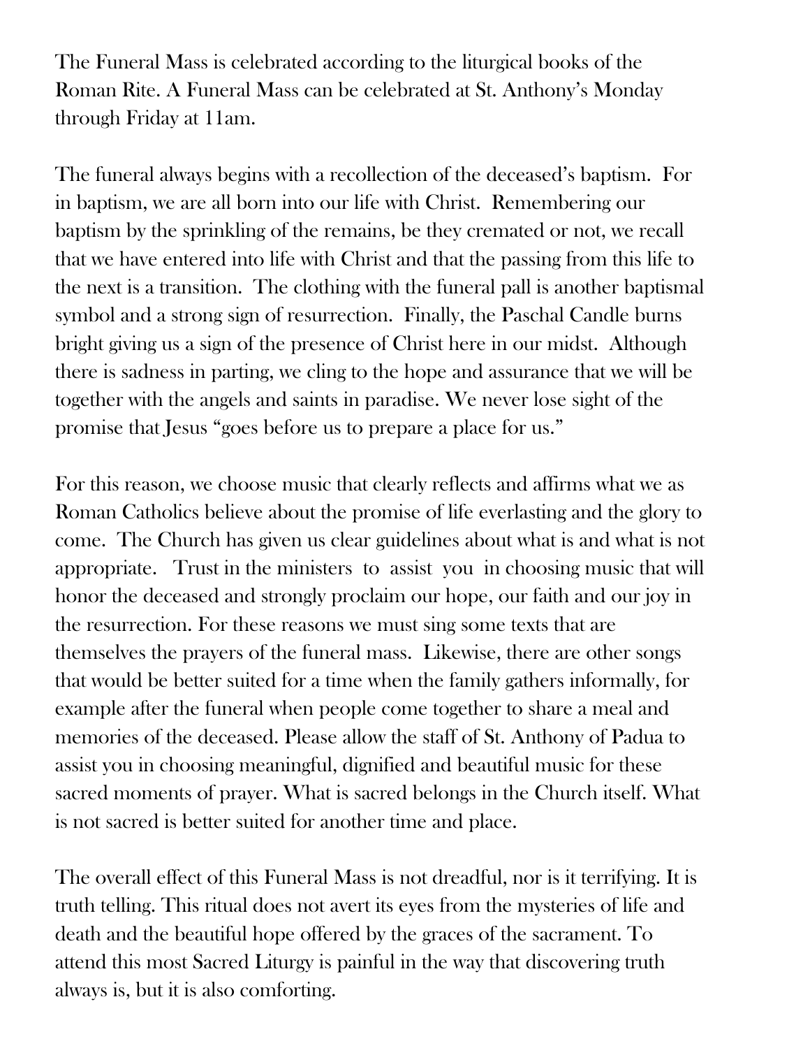The Funeral Mass is celebrated according to the liturgical books of the Roman Rite. A Funeral Mass can be celebrated at St. Anthony's Monday through Friday at 11am.

The funeral always begins with a recollection of the deceased's baptism. For in baptism, we are all born into our life with Christ. Remembering our baptism by the sprinkling of the remains, be they cremated or not, we recall that we have entered into life with Christ and that the passing from this life to the next is a transition. The clothing with the funeral pall is another baptismal symbol and a strong sign of resurrection. Finally, the Paschal Candle burns bright giving us a sign of the presence of Christ here in our midst. Although there is sadness in parting, we cling to the hope and assurance that we will be together with the angels and saints in paradise. We never lose sight of the promise that Jesus "goes before us to prepare a place for us."

For this reason, we choose music that clearly reflects and affirms what we as Roman Catholics believe about the promise of life everlasting and the glory to come. The Church has given us clear guidelines about what is and what is not appropriate. Trust in the ministers to assist you in choosing music that will honor the deceased and strongly proclaim our hope, our faith and our joy in the resurrection. For these reasons we must sing some texts that are themselves the prayers of the funeral mass. Likewise, there are other songs that would be better suited for a time when the family gathers informally, for example after the funeral when people come together to share a meal and memories of the deceased. Please allow the staff of St. Anthony of Padua to assist you in choosing meaningful, dignified and beautiful music for these sacred moments of prayer. What is sacred belongs in the Church itself. What is not sacred is better suited for another time and place.

The overall effect of this Funeral Mass is not dreadful, nor is it terrifying. It is truth telling. This ritual does not avert its eyes from the mysteries of life and death and the beautiful hope offered by the graces of the sacrament. To attend this most Sacred Liturgy is painful in the way that discovering truth always is, but it is also comforting.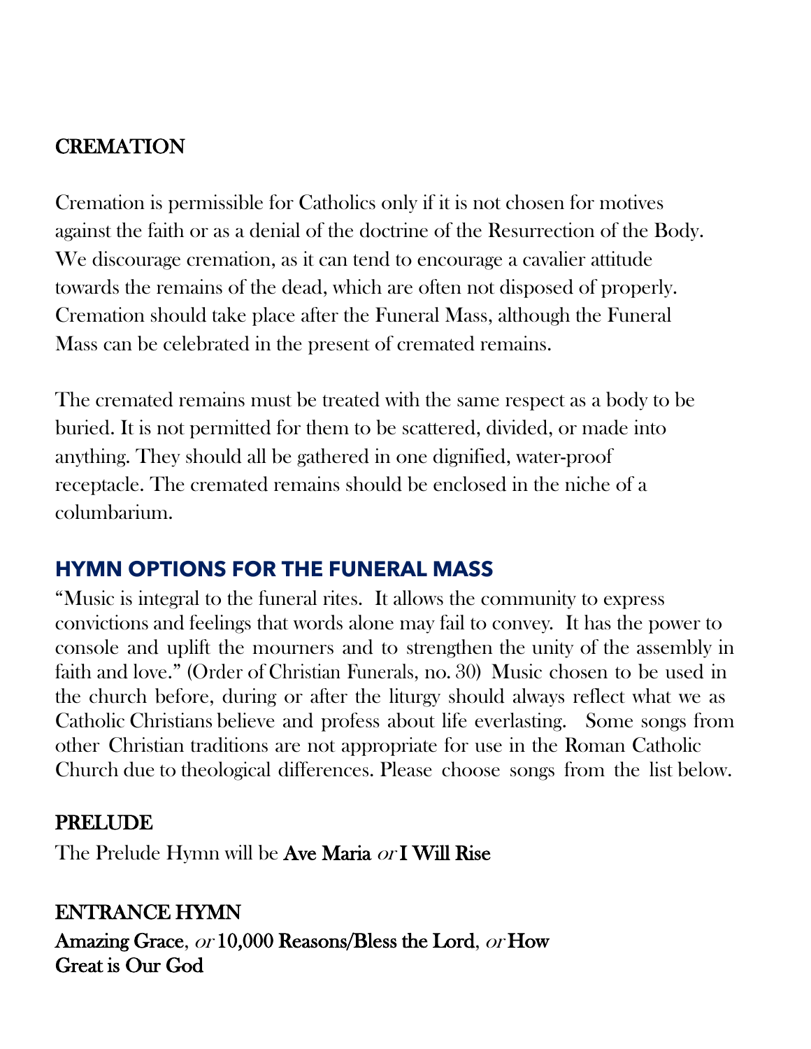## CREMATION

Cremation is permissible for Catholics only if it is not chosen for motives against the faith or as a denial of the doctrine of the Resurrection of the Body. We discourage cremation, as it can tend to encourage a cavalier attitude towards the remains of the dead, which are often not disposed of properly. Cremation should take place after the Funeral Mass, although the Funeral Mass can be celebrated in the present of cremated remains.

The cremated remains must be treated with the same respect as a body to be buried. It is not permitted for them to be scattered, divided, or made into anything. They should all be gathered in one dignified, water-proof receptacle. The cremated remains should be enclosed in the niche of a columbarium.

## HYMN OPTIONS FOR THE FUNERAL MASS

"Music is integral to the funeral rites. It allows the community to express convictions and feelings that words alone may fail to convey. It has the power to console and uplift the mourners and to strengthen the unity of the assembly in faith and love." (Order of Christian Funerals, no. 30) Music chosen to be used in the church before, during or after the liturgy should always reflect what we as Catholic Christians believe and profess about life everlasting. Some songs from other Christian traditions are not appropriate for use in the Roman Catholic Church due to theological differences. Please choose songs from the list below.

### PRELUDE

The Prelude Hymn will be **Ave Maria** *or* **I Will Rise**

### ENTRANCE HYMN

**Amazing Grace**, *or* **10,000 Reasons/Bless the Lord**, *or* **How Great is Our God**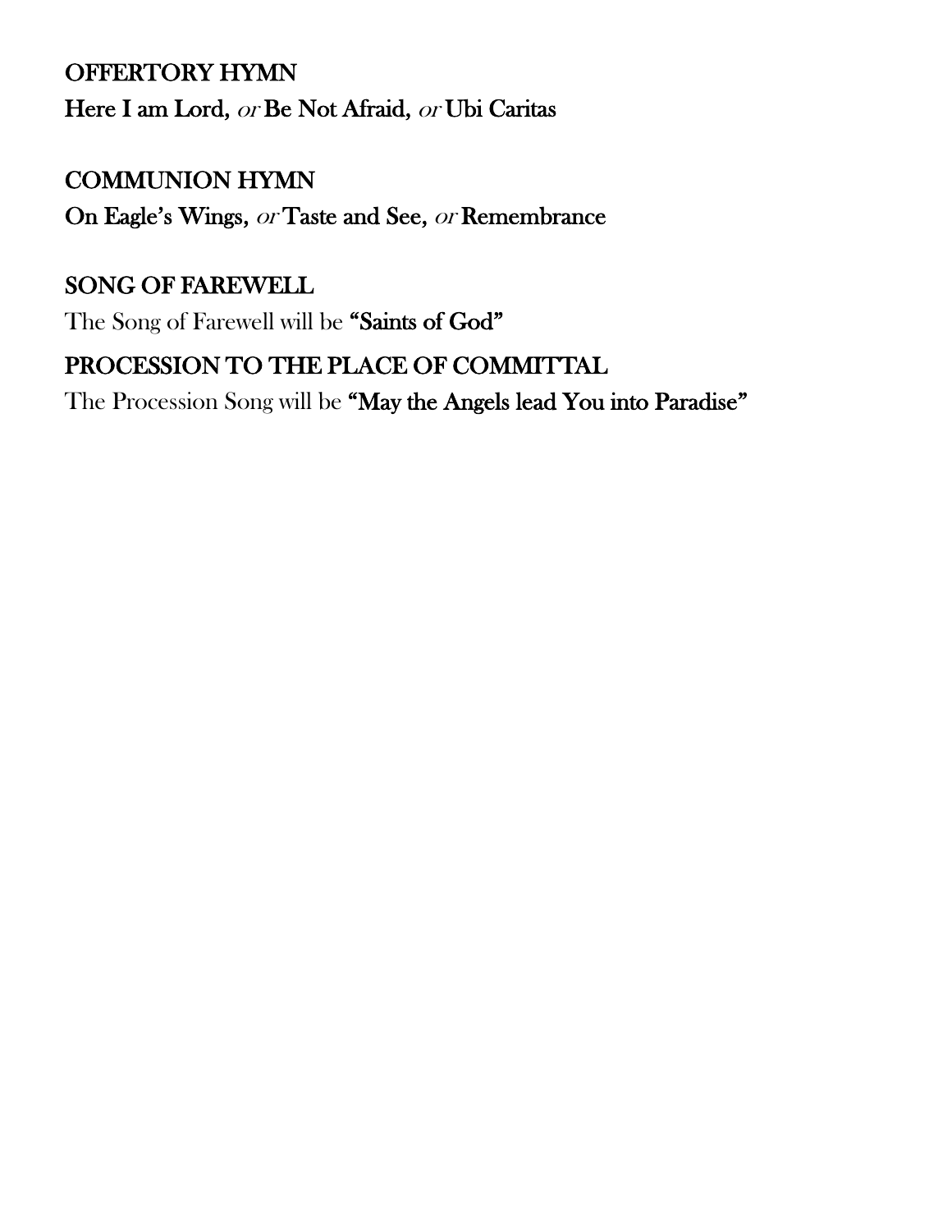## OFFERTORY HYMN

**Here I am Lord,** *or* **Be Not Afraid,** *or* **Ubi Caritas**

## COMMUNION HYMN

**On Eagle's Wings,** *or* **Taste and See,** *or* **Remembrance**

## SONG OF FAREWELL

The Song of Farewell will be **"Saints of God"**

## PROCESSION TO THE PLACE OF COMMITTAL

The Procession Song will be **"May the Angels lead You into Paradise"**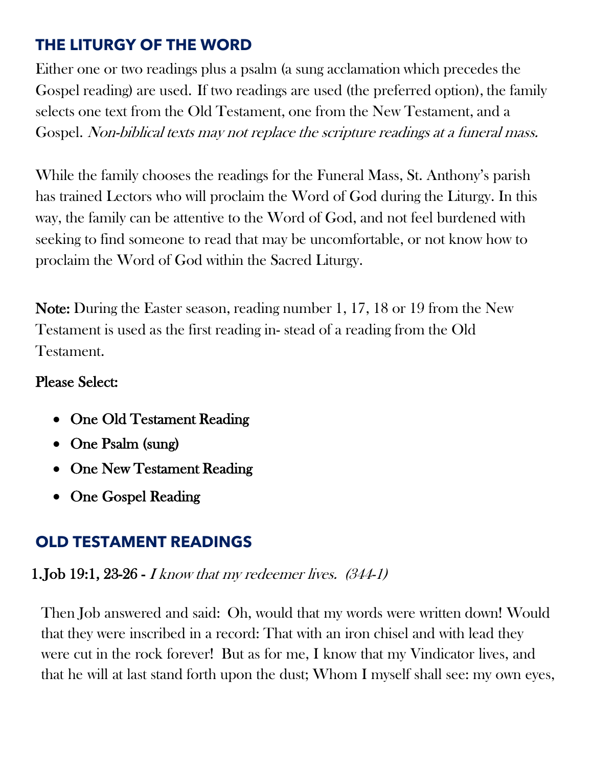## THE LITURGY OF THE WORD

Either one or two readings plus a psalm (a sung acclamation which precedes the Gospel reading) are used. If two readings are used (the preferred option), the family selects one text from the Old Testament, one from the New Testament, and a Gospel. *Non-biblical texts may not replace the scripture readings at a funeral mass.*

While the family chooses the readings for the Funeral Mass, St. Anthony's parish has trained Lectors who will proclaim the Word of God during the Liturgy. In this way, the family can be attentive to the Word of God, and not feel burdened with seeking to find someone to read that may be uncomfortable, or not know how to proclaim the Word of God within the Sacred Liturgy.

**Note:** During the Easter season, reading number 1, 17, 18 or 19 from the New Testament is used as the first reading in- stead of a reading from the Old Testament.

**Please Select:**

- One Old Testament Reading
- One Psalm (sung)
- One New Testament Reading
- One Gospel Reading

## OLD TESTAMENT READINGS

**1.Job 19:1, 23-26 -** *I know that my redeemer lives. (344-1)*

Then Job answered and said: Oh, would that my words were written down! Would that they were inscribed in a record: That with an iron chisel and with lead they were cut in the rock forever! But as for me, I know that my Vindicator lives, and that he will at last stand forth upon the dust; Whom I myself shall see: my own eyes,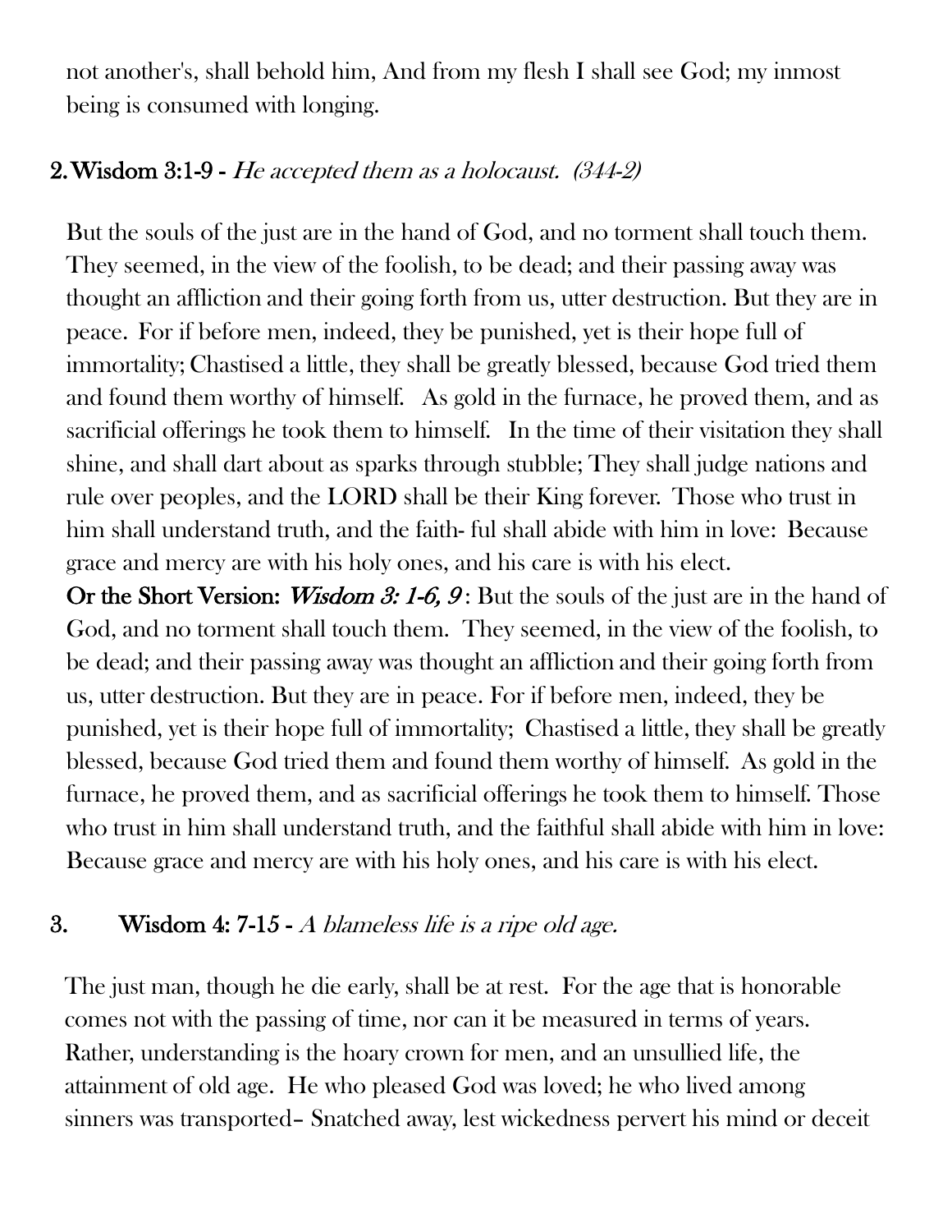not another's, shall behold him, And from my flesh I shall see God; my inmost being is consumed with longing.

## 2. Wisdom 3:1-9 - *He accepted them as a holocaust. (344-2)*

But the souls of the just are in the hand of God, and no torment shall touch them. They seemed, in the view of the foolish, to be dead; and their passing away was thought an affliction and their going forth from us, utter destruction. But they are in peace. For if before men, indeed, they be punished, yet is their hope full of immortality; Chastised a little, they shall be greatly blessed, because God tried them and found them worthy of himself. As gold in the furnace, he proved them, and as sacrificial offerings he took them to himself. In the time of their visitation they shall shine, and shall dart about as sparks through stubble; They shall judge nations and rule over peoples, and the LORD shall be their King forever. Those who trust in him shall understand truth, and the faith- ful shall abide with him in love: Because grace and mercy are with his holy ones, and his care is with his elect.

**Or the Short Version:** ***Wisdom 3: 1-6, 9*** : But the souls of the just are in the hand of God, and no torment shall touch them. They seemed, in the view of the foolish, to be dead; and their passing away was thought an affliction and their going forth from us, utter destruction. But they are in peace. For if before men, indeed, they be punished, yet is their hope full of immortality; Chastised a little, they shall be greatly blessed, because God tried them and found them worthy of himself. As gold in the furnace, he proved them, and as sacrificial offerings he took them to himself. Those who trust in him shall understand truth, and the faithful shall abide with him in love: Because grace and mercy are with his holy ones, and his care is with his elect.

## 3. Wisdom 4: 7-15 - *A blameless life is a ripe old age.*

The just man, though he die early, shall be at rest. For the age that is honorable comes not with the passing of time, nor can it be measured in terms of years. Rather, understanding is the hoary crown for men, and an unsullied life, the attainment of old age. He who pleased God was loved; he who lived among sinners was transported– Snatched away, lest wickedness pervert his mind or deceit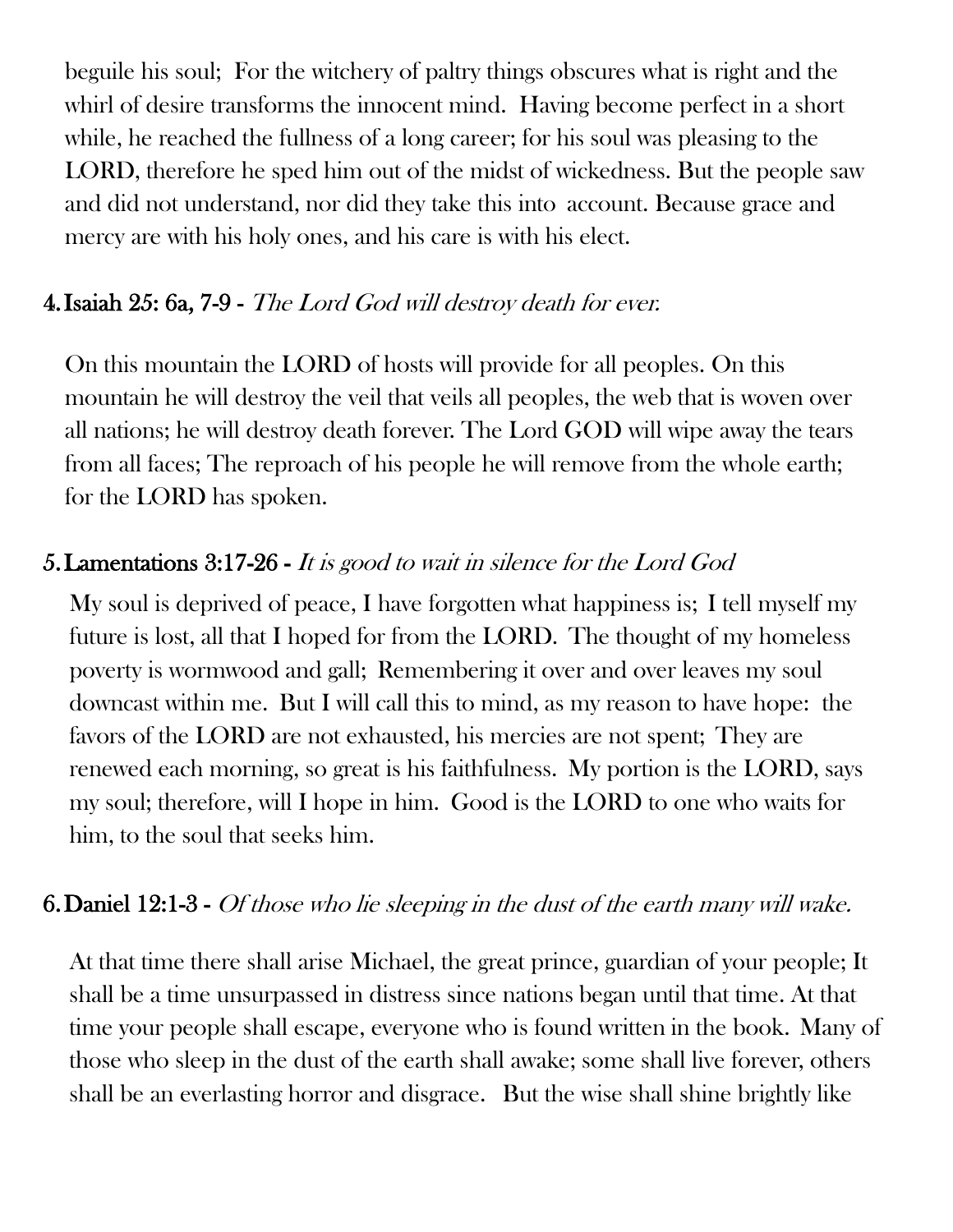beguile his soul; For the witchery of paltry things obscures what is right and the whirl of desire transforms the innocent mind. Having become perfect in a short while, he reached the fullness of a long career; for his soul was pleasing to the LORD, therefore he sped him out of the midst of wickedness. But the people saw and did not understand, nor did they take this into account. Because grace and mercy are with his holy ones, and his care is with his elect.

4. **Isaiah 25: 6a, 7-9 -** *The Lord God will destroy death for ever.*

   On this mountain the LORD of hosts will provide for all peoples. On this mountain he will destroy the veil that veils all peoples, the web that is woven over all nations; he will destroy death forever. The Lord GOD will wipe away the tears from all faces; The reproach of his people he will remove from the whole earth; for the LORD has spoken.

5. **Lamentations 3:17-26 -** *It is good to wait in silence for the Lord God*

   My soul is deprived of peace, I have forgotten what happiness is; I tell myself my future is lost, all that I hoped for from the LORD. The thought of my homeless poverty is wormwood and gall; Remembering it over and over leaves my soul downcast within me. But I will call this to mind, as my reason to have hope: the favors of the LORD are not exhausted, his mercies are not spent; They are renewed each morning, so great is his faithfulness. My portion is the LORD, says my soul; therefore, will I hope in him. Good is the LORD to one who waits for him, to the soul that seeks him.

6. **Daniel 12:1-3 -** *Of those who lie sleeping in the dust of the earth many will wake.*

   At that time there shall arise Michael, the great prince, guardian of your people; It shall be a time unsurpassed in distress since nations began until that time. At that time your people shall escape, everyone who is found written in the book. Many of those who sleep in the dust of the earth shall awake; some shall live forever, others shall be an everlasting horror and disgrace. But the wise shall shine brightly like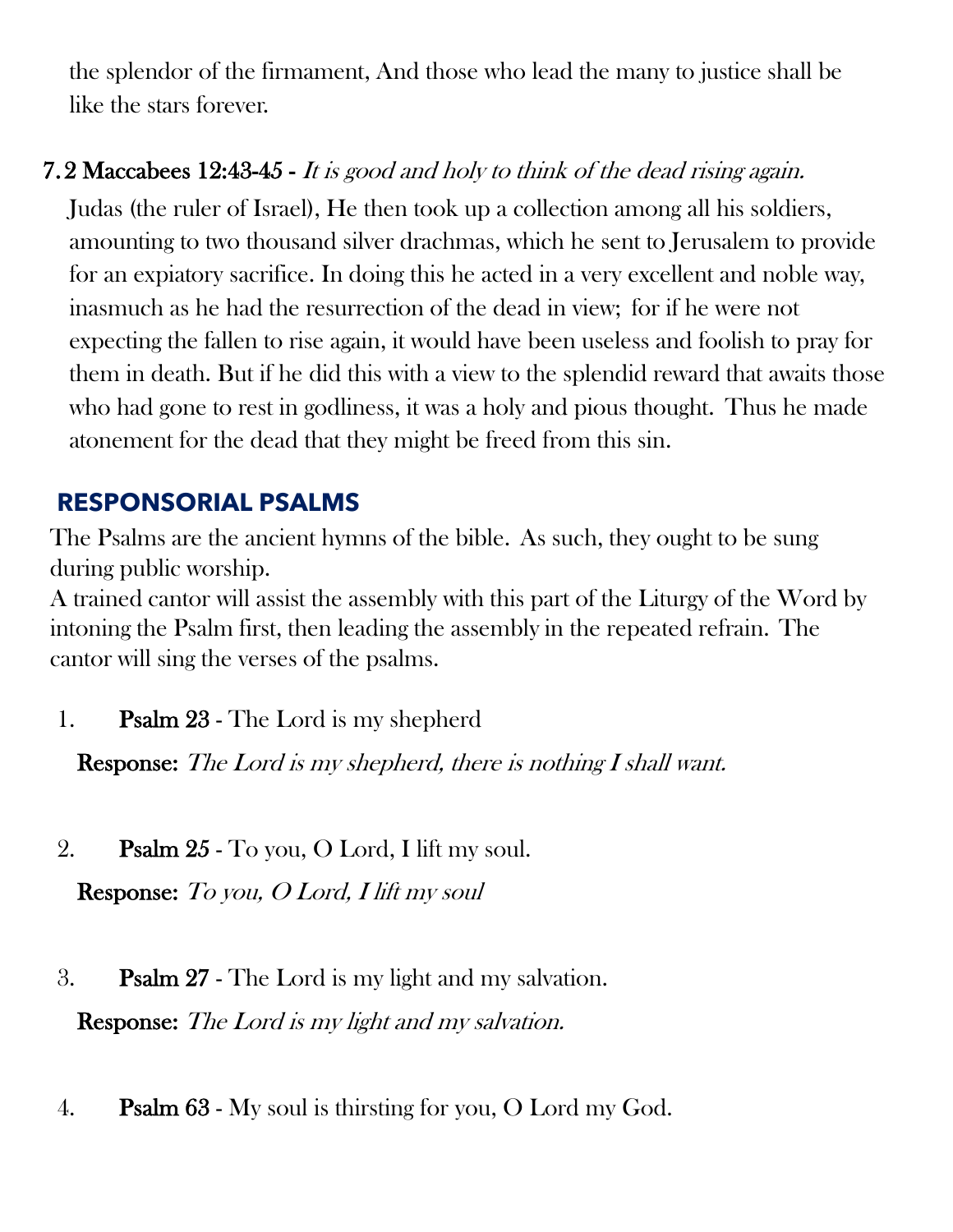the splendor of the firmament, And those who lead the many to justice shall be like the stars forever.

7. **2 Maccabees 12:43-45 -** *It is good and holy to think of the dead rising again.*
   Judas (the ruler of Israel), He then took up a collection among all his soldiers, amounting to two thousand silver drachmas, which he sent to Jerusalem to provide for an expiatory sacrifice. In doing this he acted in a very excellent and noble way, inasmuch as he had the resurrection of the dead in view; for if he were not expecting the fallen to rise again, it would have been useless and foolish to pray for them in death. But if he did this with a view to the splendid reward that awaits those who had gone to rest in godliness, it was a holy and pious thought. Thus he made atonement for the dead that they might be freed from this sin.

## RESPONSORIAL PSALMS

The Psalms are the ancient hymns of the bible. As such, they ought to be sung during public worship.
A trained cantor will assist the assembly with this part of the Liturgy of the Word by intoning the Psalm first, then leading the assembly in the repeated refrain. The cantor will sing the verses of the psalms.

1. **Psalm 23** - The Lord is my shepherd

   **Response:** *The Lord is my shepherd, there is nothing I shall want.*

2. **Psalm 25** - To you, O Lord, I lift my soul.

   **Response:** *To you, O Lord, I lift my soul*

3. **Psalm 27** - The Lord is my light and my salvation.

   **Response:** *The Lord is my light and my salvation.*

4. **Psalm 63** - My soul is thirsting for you, O Lord my God.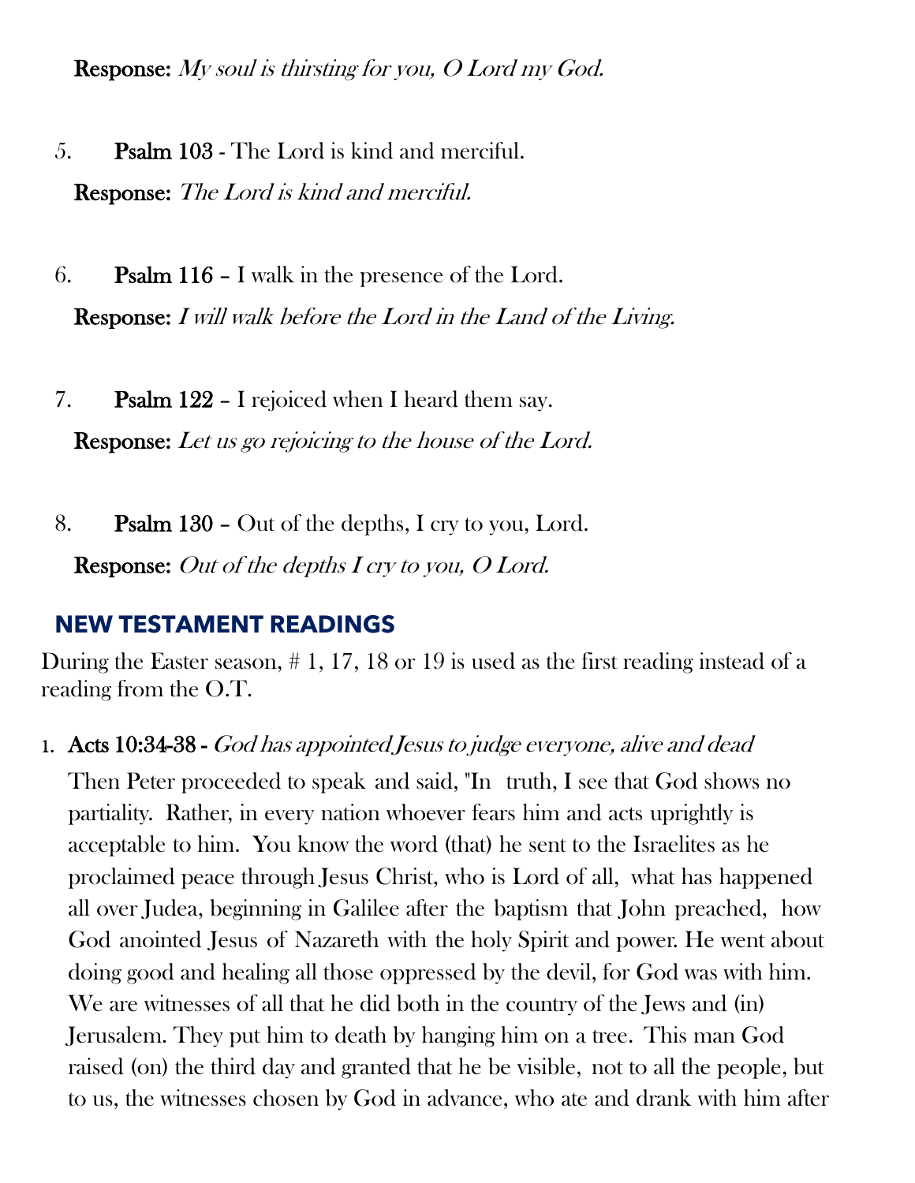**Response:** *My soul is thirsting for you, O Lord my God.*

5. **Psalm 103** - The Lord is kind and merciful.

   **Response:** *The Lord is kind and merciful.*

6. **Psalm 116** – I walk in the presence of the Lord.

   **Response:** *I will walk before the Lord in the Land of the Living.*

7. **Psalm 122** – I rejoiced when I heard them say.

   **Response:** *Let us go rejoicing to the house of the Lord.*

8. **Psalm 130** – Out of the depths, I cry to you, Lord.

   **Response:** *Out of the depths I cry to you, O Lord.*

## NEW TESTAMENT READINGS

During the Easter season, # 1, 17, 18 or 19 is used as the first reading instead of a reading from the O.T.

1. **Acts 10:34-38 -** *God has appointed Jesus to judge everyone, alive and dead*

   Then Peter proceeded to speak and said, "In truth, I see that God shows no partiality. Rather, in every nation whoever fears him and acts uprightly is acceptable to him. You know the word (that) he sent to the Israelites as he proclaimed peace through Jesus Christ, who is Lord of all, what has happened all over Judea, beginning in Galilee after the baptism that John preached, how God anointed Jesus of Nazareth with the holy Spirit and power. He went about doing good and healing all those oppressed by the devil, for God was with him. We are witnesses of all that he did both in the country of the Jews and (in) Jerusalem. They put him to death by hanging him on a tree. This man God raised (on) the third day and granted that he be visible, not to all the people, but to us, the witnesses chosen by God in advance, who ate and drank with him after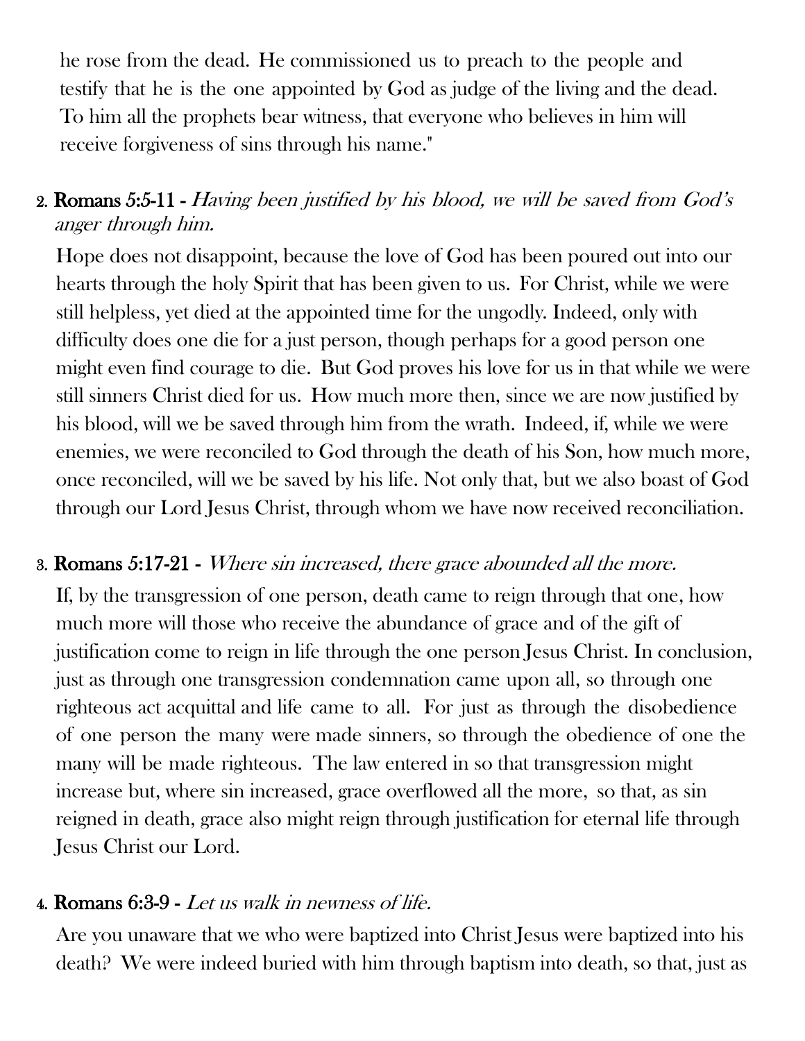he rose from the dead. He commissioned us to preach to the people and testify that he is the one appointed by God as judge of the living and the dead. To him all the prophets bear witness, that everyone who believes in him will receive forgiveness of sins through his name."

2. **Romans 5:5-11 -** *Having been justified by his blood, we will be saved from God's anger through him.*

   Hope does not disappoint, because the love of God has been poured out into our hearts through the holy Spirit that has been given to us. For Christ, while we were still helpless, yet died at the appointed time for the ungodly. Indeed, only with difficulty does one die for a just person, though perhaps for a good person one might even find courage to die. But God proves his love for us in that while we were still sinners Christ died for us. How much more then, since we are now justified by his blood, will we be saved through him from the wrath. Indeed, if, while we were enemies, we were reconciled to God through the death of his Son, how much more, once reconciled, will we be saved by his life. Not only that, but we also boast of God through our Lord Jesus Christ, through whom we have now received reconciliation.

3. **Romans 5:17-21 -** *Where sin increased, there grace abounded all the more.*

   If, by the transgression of one person, death came to reign through that one, how much more will those who receive the abundance of grace and of the gift of justification come to reign in life through the one person Jesus Christ. In conclusion, just as through one transgression condemnation came upon all, so through one righteous act acquittal and life came to all. For just as through the disobedience of one person the many were made sinners, so through the obedience of one the many will be made righteous. The law entered in so that transgression might increase but, where sin increased, grace overflowed all the more, so that, as sin reigned in death, grace also might reign through justification for eternal life through Jesus Christ our Lord.

4. **Romans 6:3-9 -** *Let us walk in newness of life.*

   Are you unaware that we who were baptized into Christ Jesus were baptized into his death? We were indeed buried with him through baptism into death, so that, just as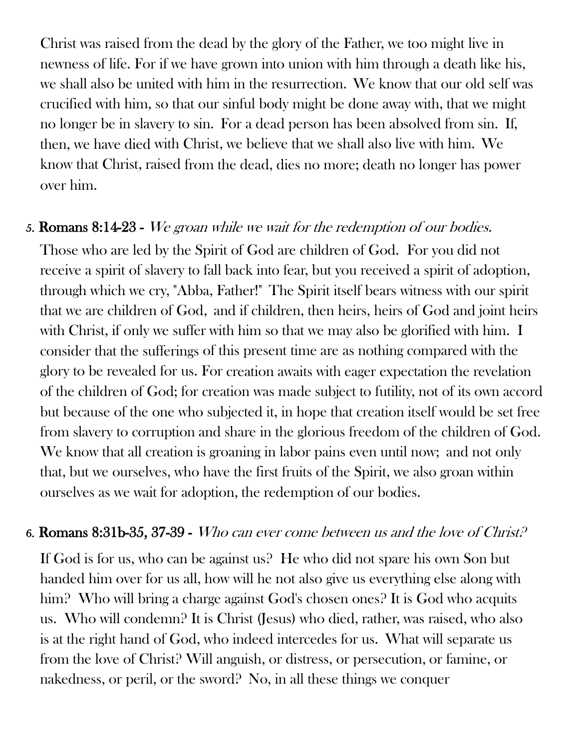Christ was raised from the dead by the glory of the Father, we too might live in newness of life. For if we have grown into union with him through a death like his, we shall also be united with him in the resurrection. We know that our old self was crucified with him, so that our sinful body might be done away with, that we might no longer be in slavery to sin. For a dead person has been absolved from sin. If, then, we have died with Christ, we believe that we shall also live with him. We know that Christ, raised from the dead, dies no more; death no longer has power over him.

5. **Romans 8:14-23 -** *We groan while we wait for the redemption of our bodies.*

Those who are led by the Spirit of God are children of God. For you did not receive a spirit of slavery to fall back into fear, but you received a spirit of adoption, through which we cry, "Abba, Father!" The Spirit itself bears witness with our spirit that we are children of God, and if children, then heirs, heirs of God and joint heirs with Christ, if only we suffer with him so that we may also be glorified with him. I consider that the sufferings of this present time are as nothing compared with the glory to be revealed for us. For creation awaits with eager expectation the revelation of the children of God; for creation was made subject to futility, not of its own accord but because of the one who subjected it, in hope that creation itself would be set free from slavery to corruption and share in the glorious freedom of the children of God. We know that all creation is groaning in labor pains even until now; and not only that, but we ourselves, who have the first fruits of the Spirit, we also groan within ourselves as we wait for adoption, the redemption of our bodies.

6. **Romans 8:31b-35, 37-39 -** *Who can ever come between us and the love of Christ?*

If God is for us, who can be against us? He who did not spare his own Son but handed him over for us all, how will he not also give us everything else along with him? Who will bring a charge against God's chosen ones? It is God who acquits us. Who will condemn? It is Christ (Jesus) who died, rather, was raised, who also is at the right hand of God, who indeed intercedes for us. What will separate us from the love of Christ? Will anguish, or distress, or persecution, or famine, or nakedness, or peril, or the sword? No, in all these things we conquer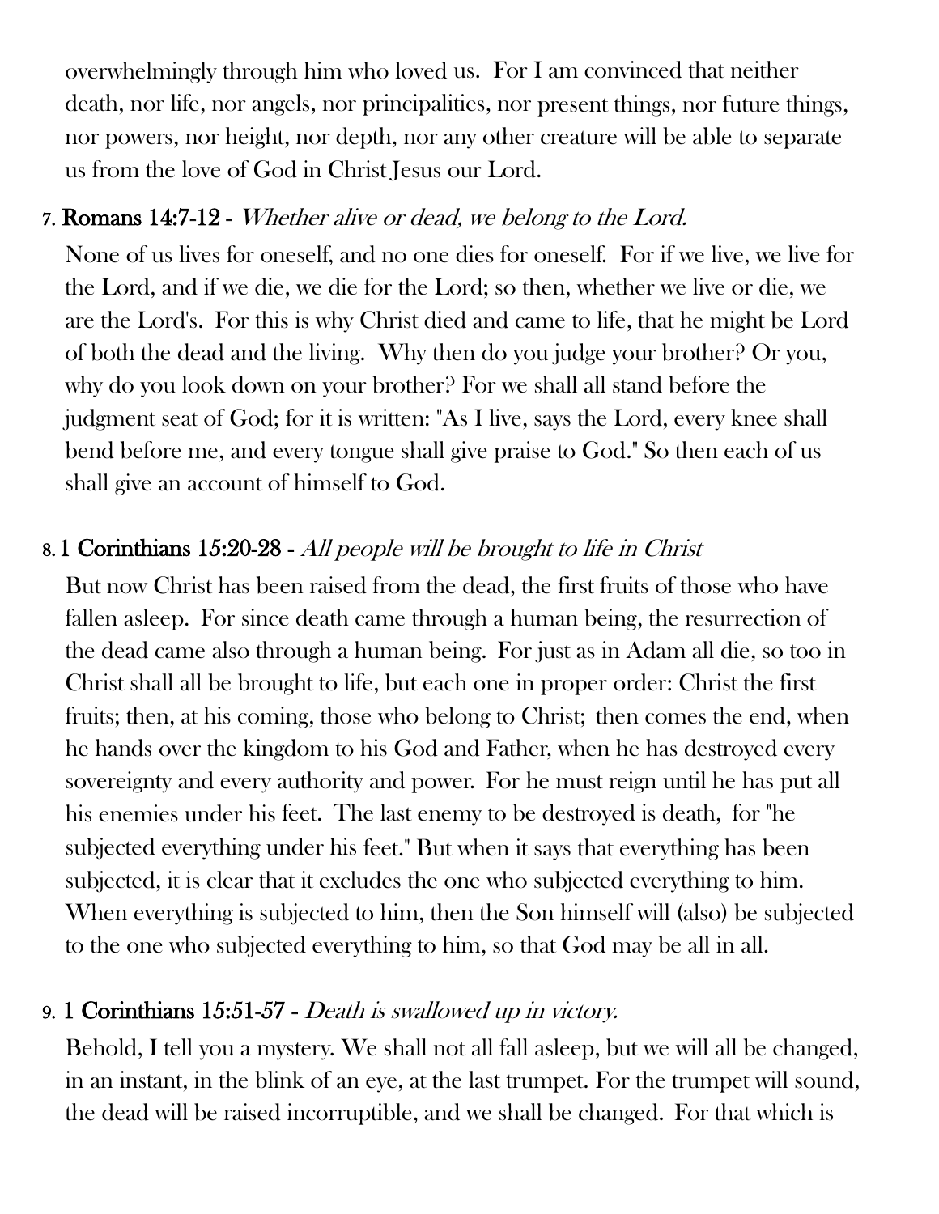overwhelmingly through him who loved us. For I am convinced that neither death, nor life, nor angels, nor principalities, nor present things, nor future things, nor powers, nor height, nor depth, nor any other creature will be able to separate us from the love of God in Christ Jesus our Lord.

7. **Romans 14:7-12 -** *Whether alive or dead, we belong to the Lord.*

   None of us lives for oneself, and no one dies for oneself. For if we live, we live for the Lord, and if we die, we die for the Lord; so then, whether we live or die, we are the Lord's. For this is why Christ died and came to life, that he might be Lord of both the dead and the living. Why then do you judge your brother? Or you, why do you look down on your brother? For we shall all stand before the judgment seat of God; for it is written: "As I live, says the Lord, every knee shall bend before me, and every tongue shall give praise to God." So then each of us shall give an account of himself to God.

8. **1 Corinthians 15:20-28 -** *All people will be brought to life in Christ*

   But now Christ has been raised from the dead, the first fruits of those who have fallen asleep. For since death came through a human being, the resurrection of the dead came also through a human being. For just as in Adam all die, so too in Christ shall all be brought to life, but each one in proper order: Christ the first fruits; then, at his coming, those who belong to Christ; then comes the end, when he hands over the kingdom to his God and Father, when he has destroyed every sovereignty and every authority and power. For he must reign until he has put all his enemies under his feet. The last enemy to be destroyed is death, for "he subjected everything under his feet." But when it says that everything has been subjected, it is clear that it excludes the one who subjected everything to him. When everything is subjected to him, then the Son himself will (also) be subjected to the one who subjected everything to him, so that God may be all in all.

9. **1 Corinthians 15:51-57 -** *Death is swallowed up in victory.*

   Behold, I tell you a mystery. We shall not all fall asleep, but we will all be changed, in an instant, in the blink of an eye, at the last trumpet. For the trumpet will sound, the dead will be raised incorruptible, and we shall be changed. For that which is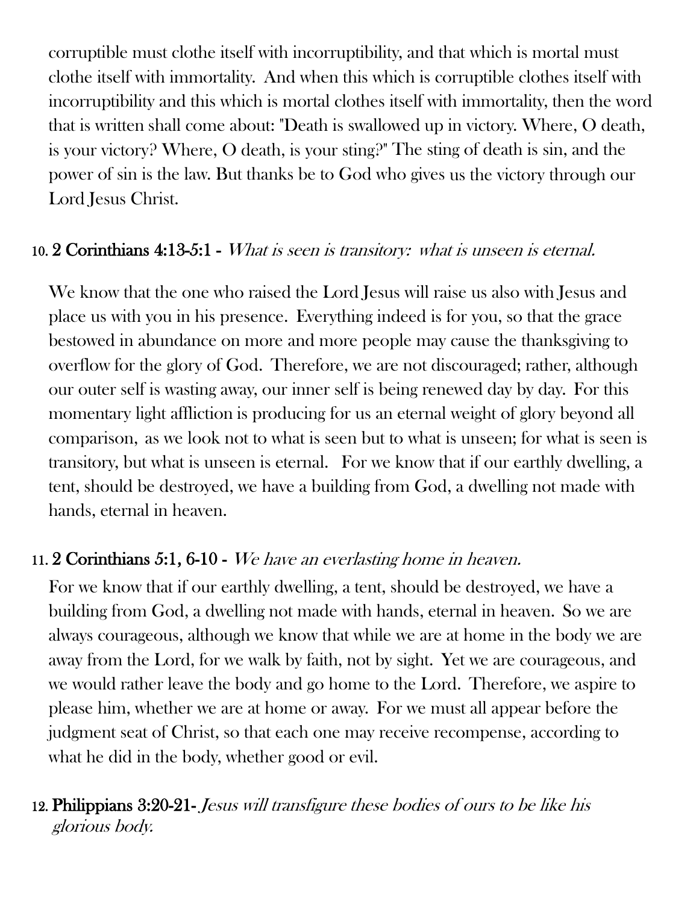corruptible must clothe itself with incorruptibility, and that which is mortal must clothe itself with immortality. And when this which is corruptible clothes itself with incorruptibility and this which is mortal clothes itself with immortality, then the word that is written shall come about: "Death is swallowed up in victory. Where, O death, is your victory? Where, O death, is your sting?" The sting of death is sin, and the power of sin is the law. But thanks be to God who gives us the victory through our Lord Jesus Christ.

10. **2 Corinthians 4:13-5:1 -** *What is seen is transitory: what is unseen is eternal.*

We know that the one who raised the Lord Jesus will raise us also with Jesus and place us with you in his presence. Everything indeed is for you, so that the grace bestowed in abundance on more and more people may cause the thanksgiving to overflow for the glory of God. Therefore, we are not discouraged; rather, although our outer self is wasting away, our inner self is being renewed day by day. For this momentary light affliction is producing for us an eternal weight of glory beyond all comparison, as we look not to what is seen but to what is unseen; for what is seen is transitory, but what is unseen is eternal. For we know that if our earthly dwelling, a tent, should be destroyed, we have a building from God, a dwelling not made with hands, eternal in heaven.

11. **2 Corinthians 5:1, 6-10 -** *We have an everlasting home in heaven.*

For we know that if our earthly dwelling, a tent, should be destroyed, we have a building from God, a dwelling not made with hands, eternal in heaven. So we are always courageous, although we know that while we are at home in the body we are away from the Lord, for we walk by faith, not by sight. Yet we are courageous, and we would rather leave the body and go home to the Lord. Therefore, we aspire to please him, whether we are at home or away. For we must all appear before the judgment seat of Christ, so that each one may receive recompense, according to what he did in the body, whether good or evil.

12. **Philippians 3:20-21-** *Jesus will transfigure these bodies of ours to be like his glorious body.*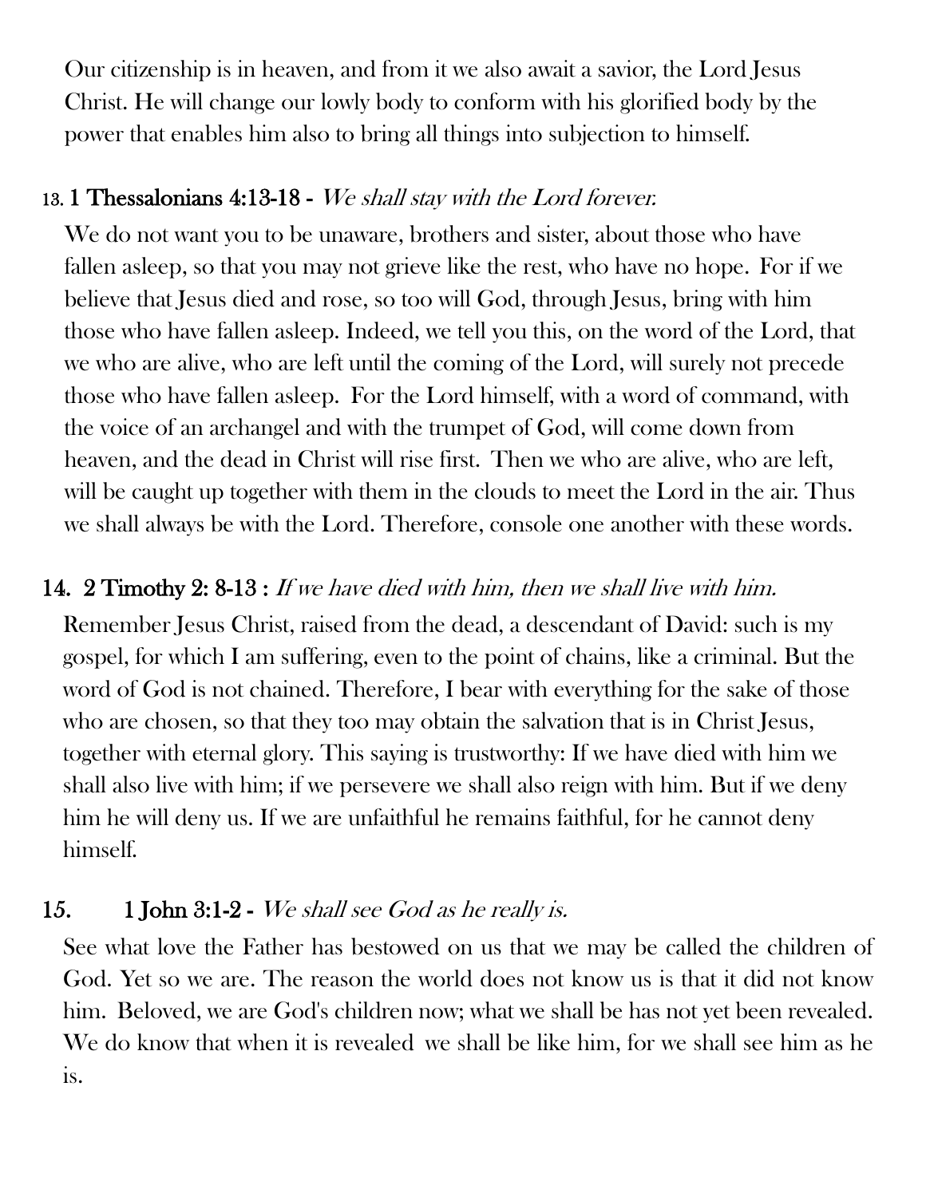Our citizenship is in heaven, and from it we also await a savior, the Lord Jesus Christ. He will change our lowly body to conform with his glorified body by the power that enables him also to bring all things into subjection to himself.

13. **1 Thessalonians 4:13-18 -** *We shall stay with the Lord forever.*

We do not want you to be unaware, brothers and sister, about those who have fallen asleep, so that you may not grieve like the rest, who have no hope. For if we believe that Jesus died and rose, so too will God, through Jesus, bring with him those who have fallen asleep. Indeed, we tell you this, on the word of the Lord, that we who are alive, who are left until the coming of the Lord, will surely not precede those who have fallen asleep. For the Lord himself, with a word of command, with the voice of an archangel and with the trumpet of God, will come down from heaven, and the dead in Christ will rise first. Then we who are alive, who are left, will be caught up together with them in the clouds to meet the Lord in the air. Thus we shall always be with the Lord. Therefore, console one another with these words.

14. **2 Timothy 2: 8-13 :** *If we have died with him, then we shall live with him.*

Remember Jesus Christ, raised from the dead, a descendant of David: such is my gospel, for which I am suffering, even to the point of chains, like a criminal. But the word of God is not chained. Therefore, I bear with everything for the sake of those who are chosen, so that they too may obtain the salvation that is in Christ Jesus, together with eternal glory. This saying is trustworthy: If we have died with him we shall also live with him; if we persevere we shall also reign with him. But if we deny him he will deny us. If we are unfaithful he remains faithful, for he cannot deny himself.

15. **1 John 3:1-2 -** *We shall see God as he really is.*

See what love the Father has bestowed on us that we may be called the children of God. Yet so we are. The reason the world does not know us is that it did not know him. Beloved, we are God's children now; what we shall be has not yet been revealed. We do know that when it is revealed we shall be like him, for we shall see him as he is.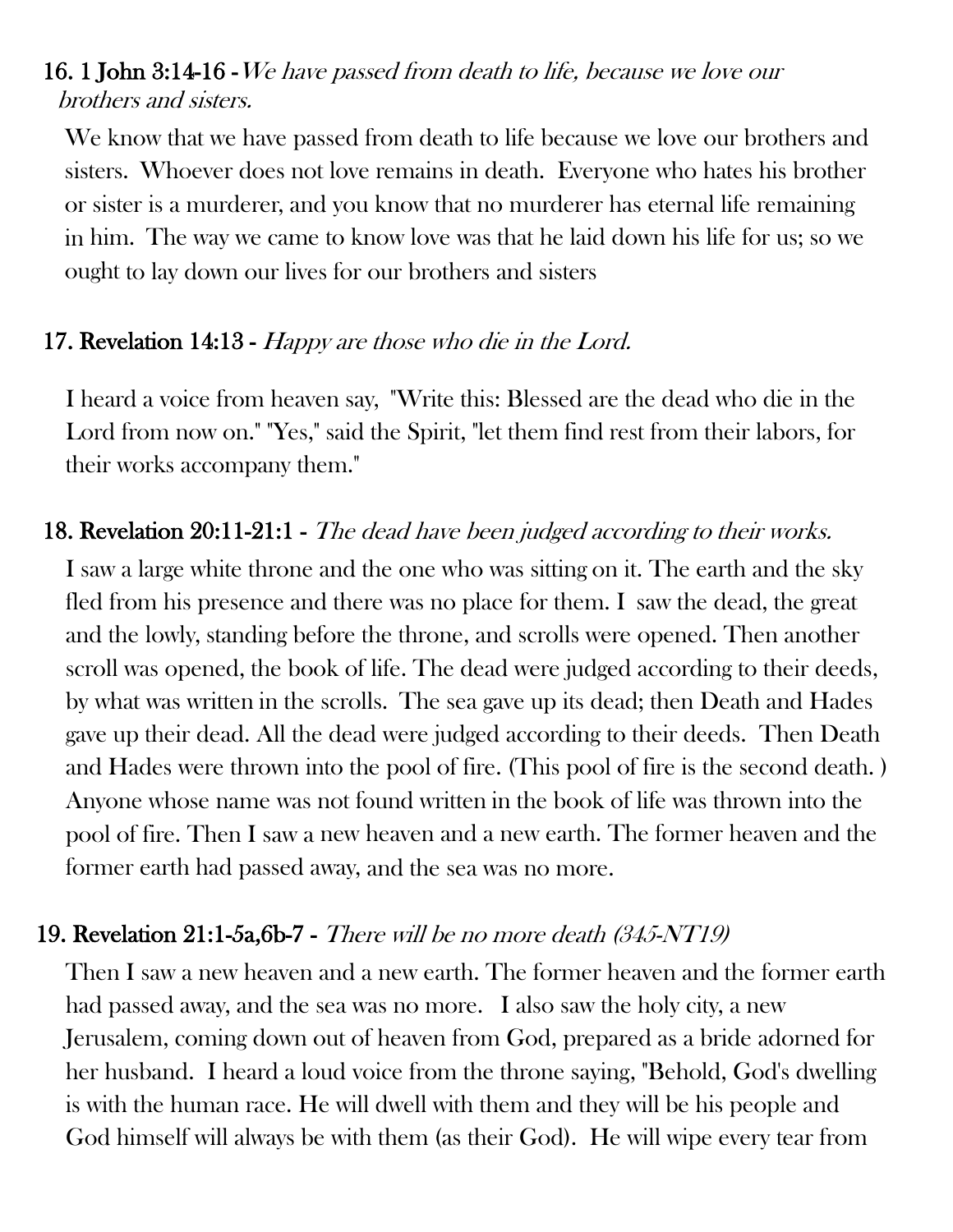### 16. 1 John 3:14-16 - *We have passed from death to life, because we love our brothers and sisters.*

We know that we have passed from death to life because we love our brothers and sisters. Whoever does not love remains in death. Everyone who hates his brother or sister is a murderer, and you know that no murderer has eternal life remaining in him. The way we came to know love was that he laid down his life for us; so we ought to lay down our lives for our brothers and sisters

### 17. Revelation 14:13 - *Happy are those who die in the Lord.*

I heard a voice from heaven say, "Write this: Blessed are the dead who die in the Lord from now on." "Yes," said the Spirit, "let them find rest from their labors, for their works accompany them."

### 18. Revelation 20:11-21:1 - *The dead have been judged according to their works.*

I saw a large white throne and the one who was sitting on it. The earth and the sky fled from his presence and there was no place for them. I saw the dead, the great and the lowly, standing before the throne, and scrolls were opened. Then another scroll was opened, the book of life. The dead were judged according to their deeds, by what was written in the scrolls. The sea gave up its dead; then Death and Hades gave up their dead. All the dead were judged according to their deeds. Then Death and Hades were thrown into the pool of fire. (This pool of fire is the second death. ) Anyone whose name was not found written in the book of life was thrown into the pool of fire. Then I saw a new heaven and a new earth. The former heaven and the former earth had passed away, and the sea was no more.

### 19. Revelation 21:1-5a,6b-7 - *There will be no more death (345-NT19)*

Then I saw a new heaven and a new earth. The former heaven and the former earth had passed away, and the sea was no more. I also saw the holy city, a new Jerusalem, coming down out of heaven from God, prepared as a bride adorned for her husband. I heard a loud voice from the throne saying, "Behold, God's dwelling is with the human race. He will dwell with them and they will be his people and God himself will always be with them (as their God). He will wipe every tear from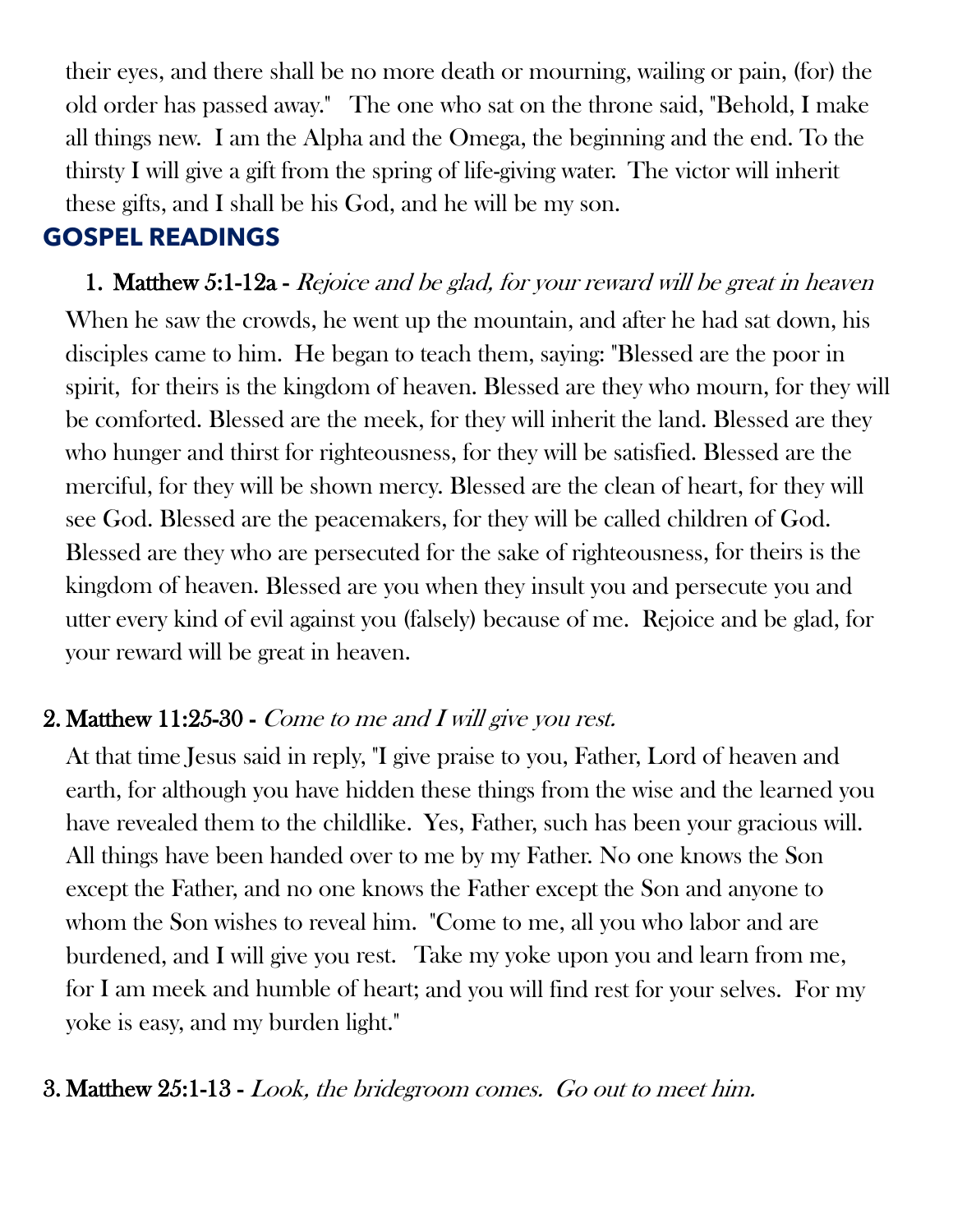their eyes, and there shall be no more death or mourning, wailing or pain, (for) the old order has passed away." The one who sat on the throne said, "Behold, I make all things new. I am the Alpha and the Omega, the beginning and the end. To the thirsty I will give a gift from the spring of life-giving water. The victor will inherit these gifts, and I shall be his God, and he will be my son.

## GOSPEL READINGS

1. **Matthew 5:1-12a -** *Rejoice and be glad, for your reward will be great in heaven*

When he saw the crowds, he went up the mountain, and after he had sat down, his disciples came to him. He began to teach them, saying: "Blessed are the poor in spirit, for theirs is the kingdom of heaven. Blessed are they who mourn, for they will be comforted. Blessed are the meek, for they will inherit the land. Blessed are they who hunger and thirst for righteousness, for they will be satisfied. Blessed are the merciful, for they will be shown mercy. Blessed are the clean of heart, for they will see God. Blessed are the peacemakers, for they will be called children of God. Blessed are they who are persecuted for the sake of righteousness, for theirs is the kingdom of heaven. Blessed are you when they insult you and persecute you and utter every kind of evil against you (falsely) because of me. Rejoice and be glad, for your reward will be great in heaven.

2. **Matthew 11:25-30 -** *Come to me and I will give you rest.*

At that time Jesus said in reply, "I give praise to you, Father, Lord of heaven and earth, for although you have hidden these things from the wise and the learned you have revealed them to the childlike. Yes, Father, such has been your gracious will. All things have been handed over to me by my Father. No one knows the Son except the Father, and no one knows the Father except the Son and anyone to whom the Son wishes to reveal him. "Come to me, all you who labor and are burdened, and I will give you rest. Take my yoke upon you and learn from me, for I am meek and humble of heart; and you will find rest for your selves. For my yoke is easy, and my burden light."

3. **Matthew 25:1-13 -** *Look, the bridegroom comes. Go out to meet him.*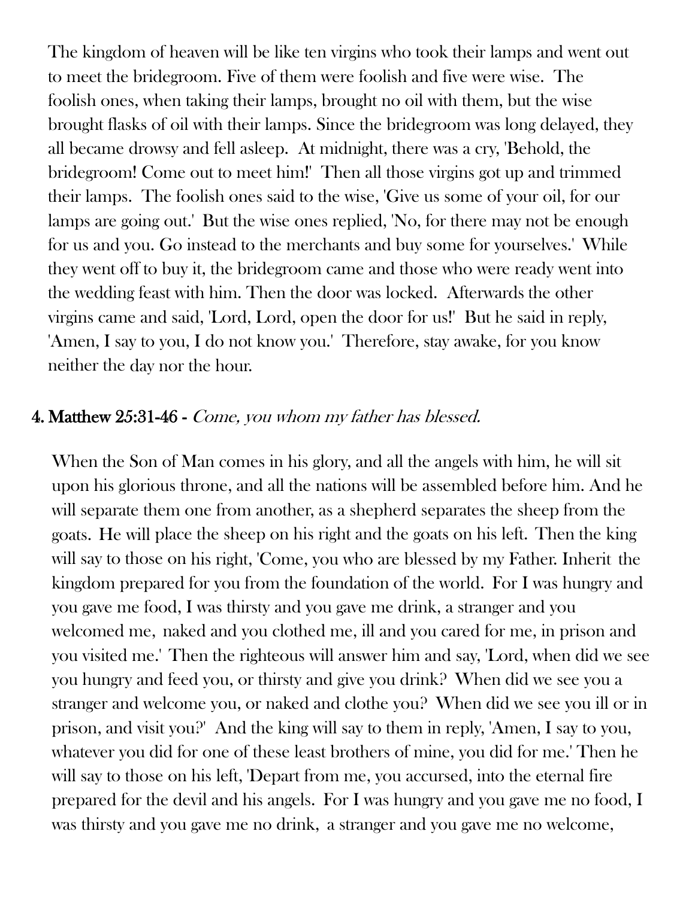The kingdom of heaven will be like ten virgins who took their lamps and went out to meet the bridegroom. Five of them were foolish and five were wise. The foolish ones, when taking their lamps, brought no oil with them, but the wise brought flasks of oil with their lamps. Since the bridegroom was long delayed, they all became drowsy and fell asleep. At midnight, there was a cry, 'Behold, the bridegroom! Come out to meet him!' Then all those virgins got up and trimmed their lamps. The foolish ones said to the wise, 'Give us some of your oil, for our lamps are going out.' But the wise ones replied, 'No, for there may not be enough for us and you. Go instead to the merchants and buy some for yourselves.' While they went off to buy it, the bridegroom came and those who were ready went into the wedding feast with him. Then the door was locked. Afterwards the other virgins came and said, 'Lord, Lord, open the door for us!' But he said in reply, 'Amen, I say to you, I do not know you.' Therefore, stay awake, for you know neither the day nor the hour.

#### 4. Matthew 25:31-46 - *Come, you whom my father has blessed.*

When the Son of Man comes in his glory, and all the angels with him, he will sit upon his glorious throne, and all the nations will be assembled before him. And he will separate them one from another, as a shepherd separates the sheep from the goats. He will place the sheep on his right and the goats on his left. Then the king will say to those on his right, 'Come, you who are blessed by my Father. Inherit the kingdom prepared for you from the foundation of the world. For I was hungry and you gave me food, I was thirsty and you gave me drink, a stranger and you welcomed me, naked and you clothed me, ill and you cared for me, in prison and you visited me.' Then the righteous will answer him and say, 'Lord, when did we see you hungry and feed you, or thirsty and give you drink? When did we see you a stranger and welcome you, or naked and clothe you? When did we see you ill or in prison, and visit you?' And the king will say to them in reply, 'Amen, I say to you, whatever you did for one of these least brothers of mine, you did for me.' Then he will say to those on his left, 'Depart from me, you accursed, into the eternal fire prepared for the devil and his angels. For I was hungry and you gave me no food, I was thirsty and you gave me no drink, a stranger and you gave me no welcome,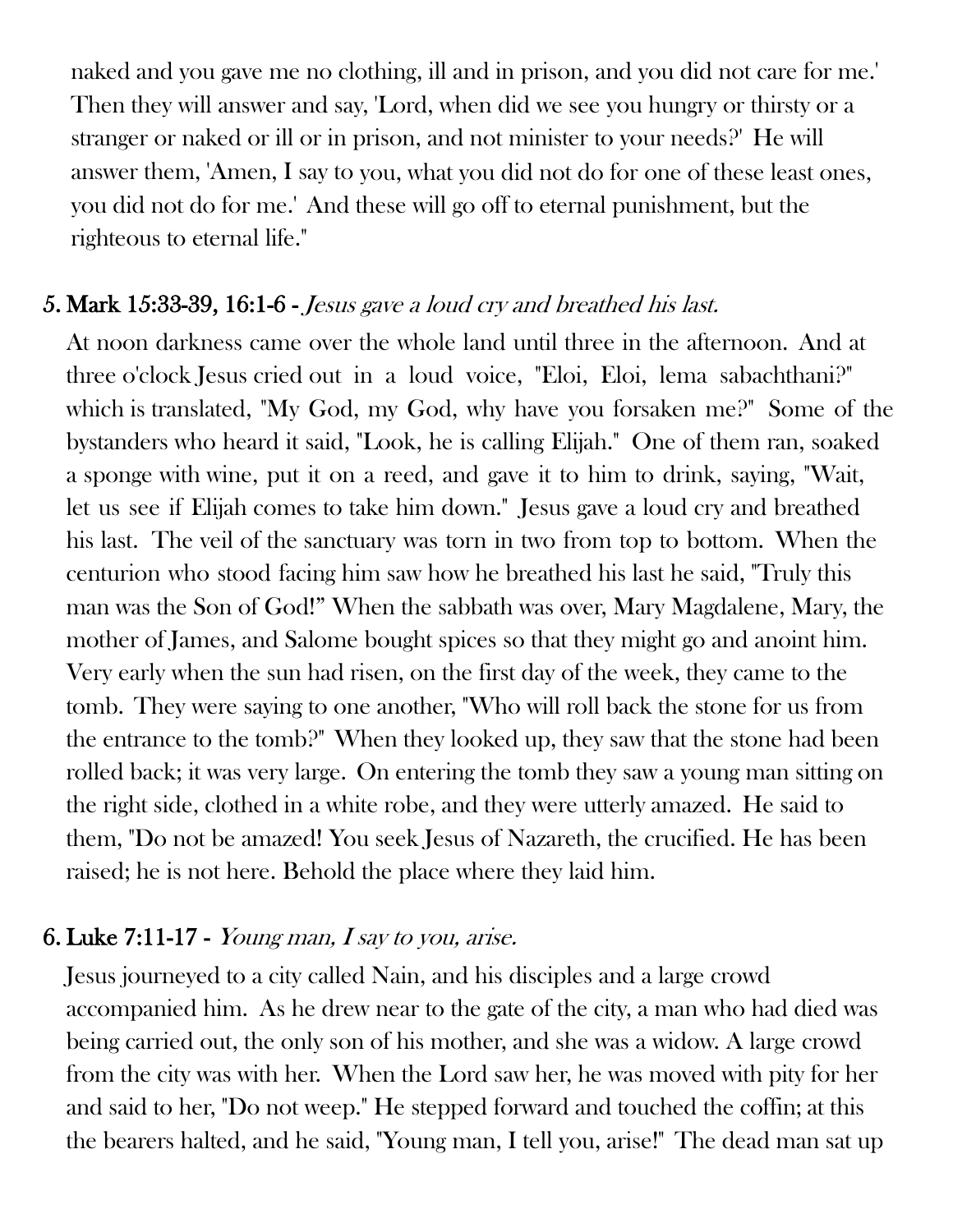naked and you gave me no clothing, ill and in prison, and you did not care for me.' Then they will answer and say, 'Lord, when did we see you hungry or thirsty or a stranger or naked or ill or in prison, and not minister to your needs?' He will answer them, 'Amen, I say to you, what you did not do for one of these least ones, you did not do for me.' And these will go off to eternal punishment, but the righteous to eternal life."

5. **Mark 15:33-39, 16:1-6 -** *Jesus gave a loud cry and breathed his last.*

   At noon darkness came over the whole land until three in the afternoon. And at three o'clock Jesus cried out in a loud voice, "Eloi, Eloi, lema sabachthani?" which is translated, "My God, my God, why have you forsaken me?" Some of the bystanders who heard it said, "Look, he is calling Elijah." One of them ran, soaked a sponge with wine, put it on a reed, and gave it to him to drink, saying, "Wait, let us see if Elijah comes to take him down." Jesus gave a loud cry and breathed his last. The veil of the sanctuary was torn in two from top to bottom. When the centurion who stood facing him saw how he breathed his last he said, "Truly this man was the Son of God!" When the sabbath was over, Mary Magdalene, Mary, the mother of James, and Salome bought spices so that they might go and anoint him. Very early when the sun had risen, on the first day of the week, they came to the tomb. They were saying to one another, "Who will roll back the stone for us from the entrance to the tomb?" When they looked up, they saw that the stone had been rolled back; it was very large. On entering the tomb they saw a young man sitting on the right side, clothed in a white robe, and they were utterly amazed. He said to them, "Do not be amazed! You seek Jesus of Nazareth, the crucified. He has been raised; he is not here. Behold the place where they laid him.

6. **Luke 7:11-17 -** *Young man, I say to you, arise.*

   Jesus journeyed to a city called Nain, and his disciples and a large crowd accompanied him. As he drew near to the gate of the city, a man who had died was being carried out, the only son of his mother, and she was a widow. A large crowd from the city was with her. When the Lord saw her, he was moved with pity for her and said to her, "Do not weep." He stepped forward and touched the coffin; at this the bearers halted, and he said, "Young man, I tell you, arise!" The dead man sat up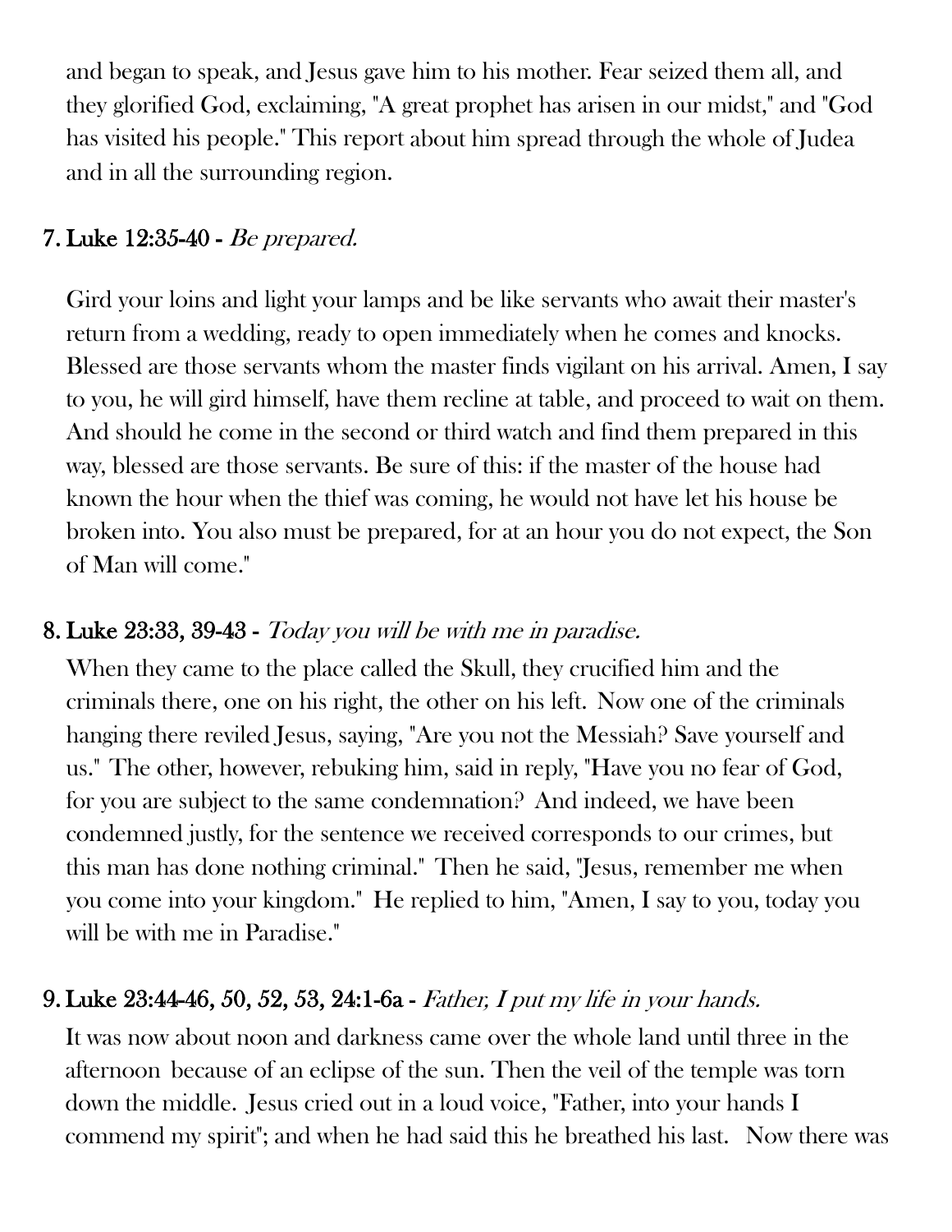and began to speak, and Jesus gave him to his mother. Fear seized them all, and they glorified God, exclaiming, "A great prophet has arisen in our midst," and "God has visited his people." This report about him spread through the whole of Judea and in all the surrounding region.

7. **Luke 12:35-40 -** *Be prepared.*

   Gird your loins and light your lamps and be like servants who await their master's return from a wedding, ready to open immediately when he comes and knocks. Blessed are those servants whom the master finds vigilant on his arrival. Amen, I say to you, he will gird himself, have them recline at table, and proceed to wait on them. And should he come in the second or third watch and find them prepared in this way, blessed are those servants. Be sure of this: if the master of the house had known the hour when the thief was coming, he would not have let his house be broken into. You also must be prepared, for at an hour you do not expect, the Son of Man will come."

8. **Luke 23:33, 39-43 -** *Today you will be with me in paradise.*

   When they came to the place called the Skull, they crucified him and the criminals there, one on his right, the other on his left. Now one of the criminals hanging there reviled Jesus, saying, "Are you not the Messiah? Save yourself and us." The other, however, rebuking him, said in reply, "Have you no fear of God, for you are subject to the same condemnation? And indeed, we have been condemned justly, for the sentence we received corresponds to our crimes, but this man has done nothing criminal." Then he said, "Jesus, remember me when you come into your kingdom." He replied to him, "Amen, I say to you, today you will be with me in Paradise."

9. **Luke 23:44-46, 50, 52, 53, 24:1-6a -** *Father, I put my life in your hands.*

   It was now about noon and darkness came over the whole land until three in the afternoon because of an eclipse of the sun. Then the veil of the temple was torn down the middle. Jesus cried out in a loud voice, "Father, into your hands I commend my spirit"; and when he had said this he breathed his last. Now there was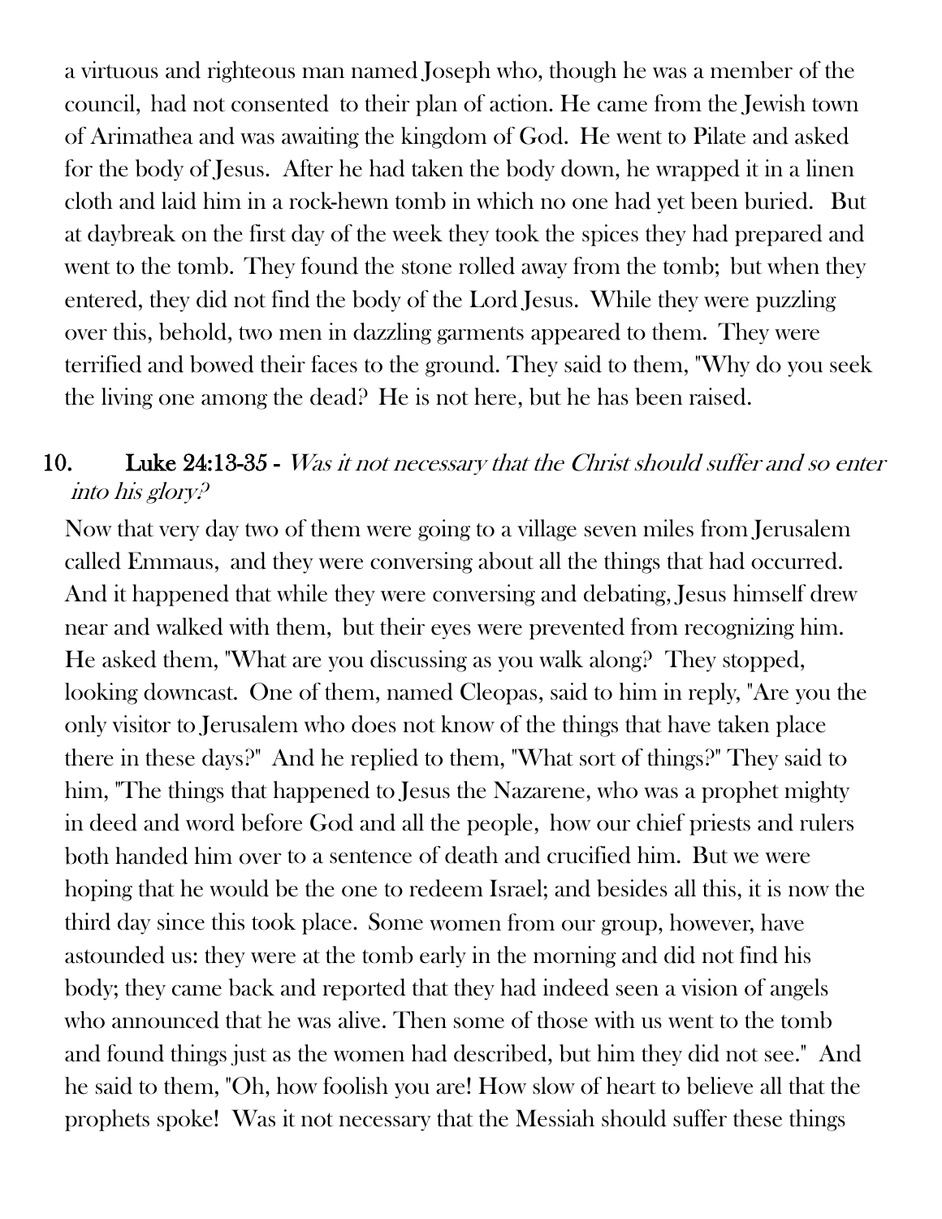a virtuous and righteous man named Joseph who, though he was a member of the council, had not consented to their plan of action. He came from the Jewish town of Arimathea and was awaiting the kingdom of God. He went to Pilate and asked for the body of Jesus. After he had taken the body down, he wrapped it in a linen cloth and laid him in a rock-hewn tomb in which no one had yet been buried. But at daybreak on the first day of the week they took the spices they had prepared and went to the tomb. They found the stone rolled away from the tomb; but when they entered, they did not find the body of the Lord Jesus. While they were puzzling over this, behold, two men in dazzling garments appeared to them. They were terrified and bowed their faces to the ground. They said to them, "Why do you seek the living one among the dead? He is not here, but he has been raised.

## 10. **Luke 24:13-35** - *Was it not necessary that the Christ should suffer and so enter into his glory?*

Now that very day two of them were going to a village seven miles from Jerusalem called Emmaus, and they were conversing about all the things that had occurred. And it happened that while they were conversing and debating, Jesus himself drew near and walked with them, but their eyes were prevented from recognizing him. He asked them, "What are you discussing as you walk along? They stopped, looking downcast. One of them, named Cleopas, said to him in reply, "Are you the only visitor to Jerusalem who does not know of the things that have taken place there in these days?" And he replied to them, "What sort of things?" They said to him, "The things that happened to Jesus the Nazarene, who was a prophet mighty in deed and word before God and all the people, how our chief priests and rulers both handed him over to a sentence of death and crucified him. But we were hoping that he would be the one to redeem Israel; and besides all this, it is now the third day since this took place. Some women from our group, however, have astounded us: they were at the tomb early in the morning and did not find his body; they came back and reported that they had indeed seen a vision of angels who announced that he was alive. Then some of those with us went to the tomb and found things just as the women had described, but him they did not see." And he said to them, "Oh, how foolish you are! How slow of heart to believe all that the prophets spoke! Was it not necessary that the Messiah should suffer these things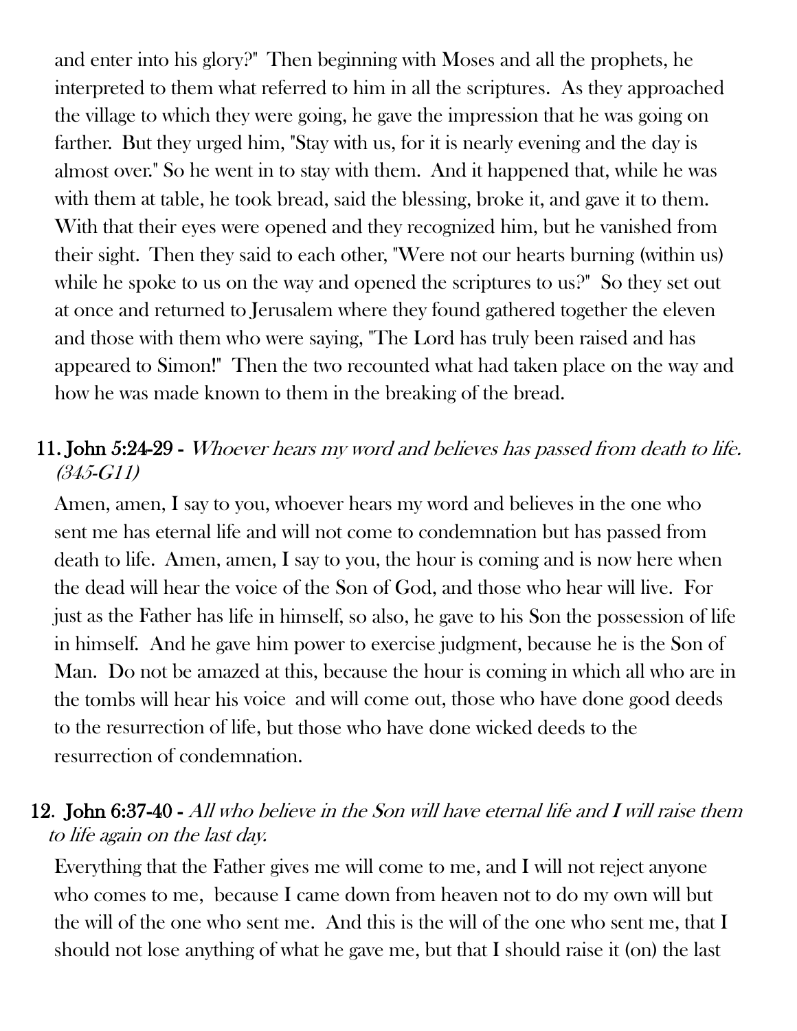and enter into his glory?" Then beginning with Moses and all the prophets, he interpreted to them what referred to him in all the scriptures. As they approached the village to which they were going, he gave the impression that he was going on farther. But they urged him, "Stay with us, for it is nearly evening and the day is almost over." So he went in to stay with them. And it happened that, while he was with them at table, he took bread, said the blessing, broke it, and gave it to them. With that their eyes were opened and they recognized him, but he vanished from their sight. Then they said to each other, "Were not our hearts burning (within us) while he spoke to us on the way and opened the scriptures to us?" So they set out at once and returned to Jerusalem where they found gathered together the eleven and those with them who were saying, "The Lord has truly been raised and has appeared to Simon!" Then the two recounted what had taken place on the way and how he was made known to them in the breaking of the bread.

11. **John 5:24-29 -** *Whoever hears my word and believes has passed from death to life. (345-G11)*

Amen, amen, I say to you, whoever hears my word and believes in the one who sent me has eternal life and will not come to condemnation but has passed from death to life. Amen, amen, I say to you, the hour is coming and is now here when the dead will hear the voice of the Son of God, and those who hear will live. For just as the Father has life in himself, so also, he gave to his Son the possession of life in himself. And he gave him power to exercise judgment, because he is the Son of Man. Do not be amazed at this, because the hour is coming in which all who are in the tombs will hear his voice and will come out, those who have done good deeds to the resurrection of life, but those who have done wicked deeds to the resurrection of condemnation.

12. **John 6:37-40 -** *All who believe in the Son will have eternal life and I will raise them to life again on the last day.*

Everything that the Father gives me will come to me, and I will not reject anyone who comes to me, because I came down from heaven not to do my own will but the will of the one who sent me. And this is the will of the one who sent me, that I should not lose anything of what he gave me, but that I should raise it (on) the last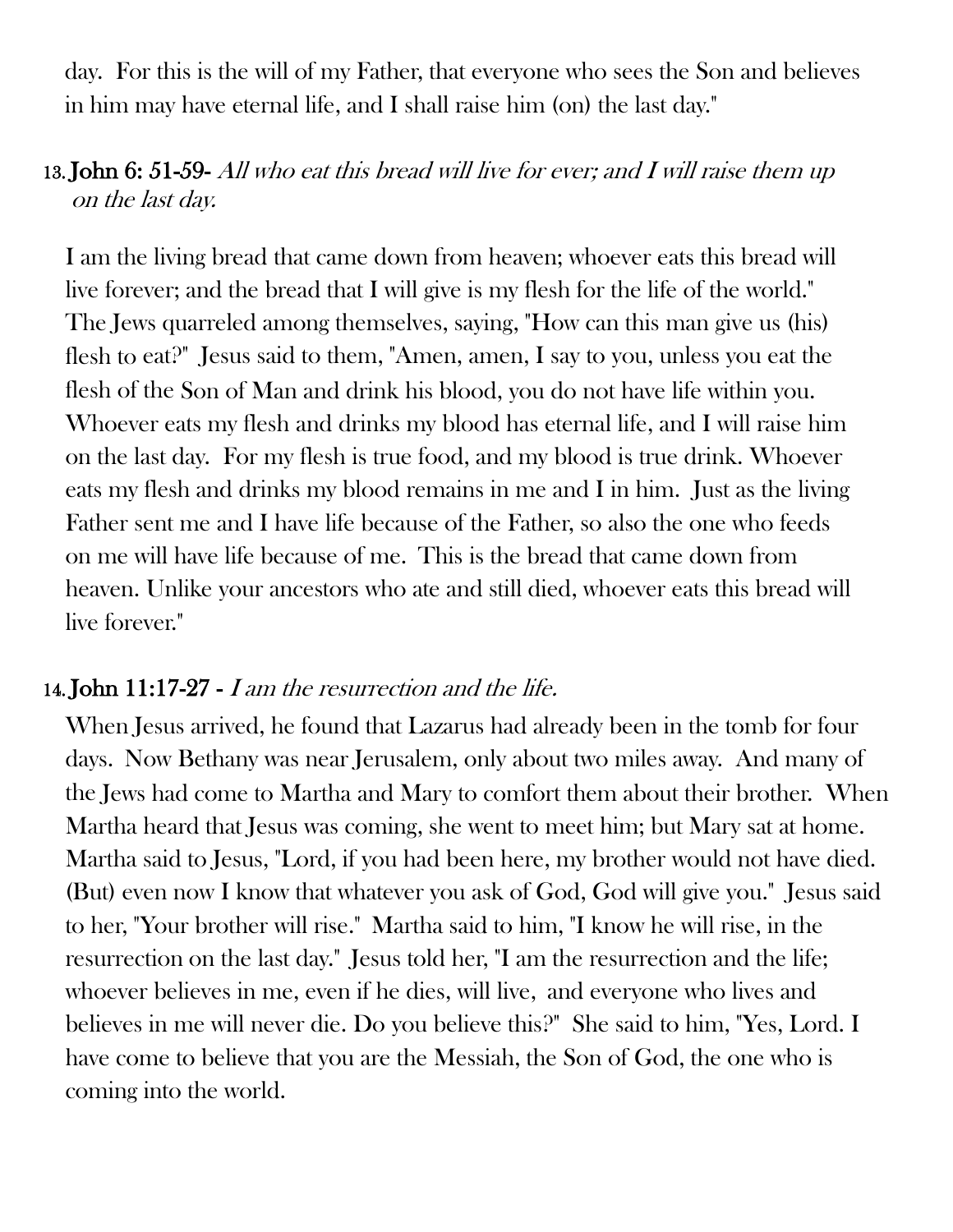day. For this is the will of my Father, that everyone who sees the Son and believes in him may have eternal life, and I shall raise him (on) the last day."

13. **John 6: 51-59-** *All who eat this bread will live for ever; and I will raise them up on the last day.*

I am the living bread that came down from heaven; whoever eats this bread will live forever; and the bread that I will give is my flesh for the life of the world." The Jews quarreled among themselves, saying, "How can this man give us (his) flesh to eat?" Jesus said to them, "Amen, amen, I say to you, unless you eat the flesh of the Son of Man and drink his blood, you do not have life within you. Whoever eats my flesh and drinks my blood has eternal life, and I will raise him on the last day. For my flesh is true food, and my blood is true drink. Whoever eats my flesh and drinks my blood remains in me and I in him. Just as the living Father sent me and I have life because of the Father, so also the one who feeds on me will have life because of me. This is the bread that came down from heaven. Unlike your ancestors who ate and still died, whoever eats this bread will live forever."

14. **John 11:17-27 -** *I am the resurrection and the life.*

When Jesus arrived, he found that Lazarus had already been in the tomb for four days. Now Bethany was near Jerusalem, only about two miles away. And many of the Jews had come to Martha and Mary to comfort them about their brother. When Martha heard that Jesus was coming, she went to meet him; but Mary sat at home. Martha said to Jesus, "Lord, if you had been here, my brother would not have died. (But) even now I know that whatever you ask of God, God will give you." Jesus said to her, "Your brother will rise." Martha said to him, "I know he will rise, in the resurrection on the last day." Jesus told her, "I am the resurrection and the life; whoever believes in me, even if he dies, will live, and everyone who lives and believes in me will never die. Do you believe this?" She said to him, "Yes, Lord. I have come to believe that you are the Messiah, the Son of God, the one who is coming into the world.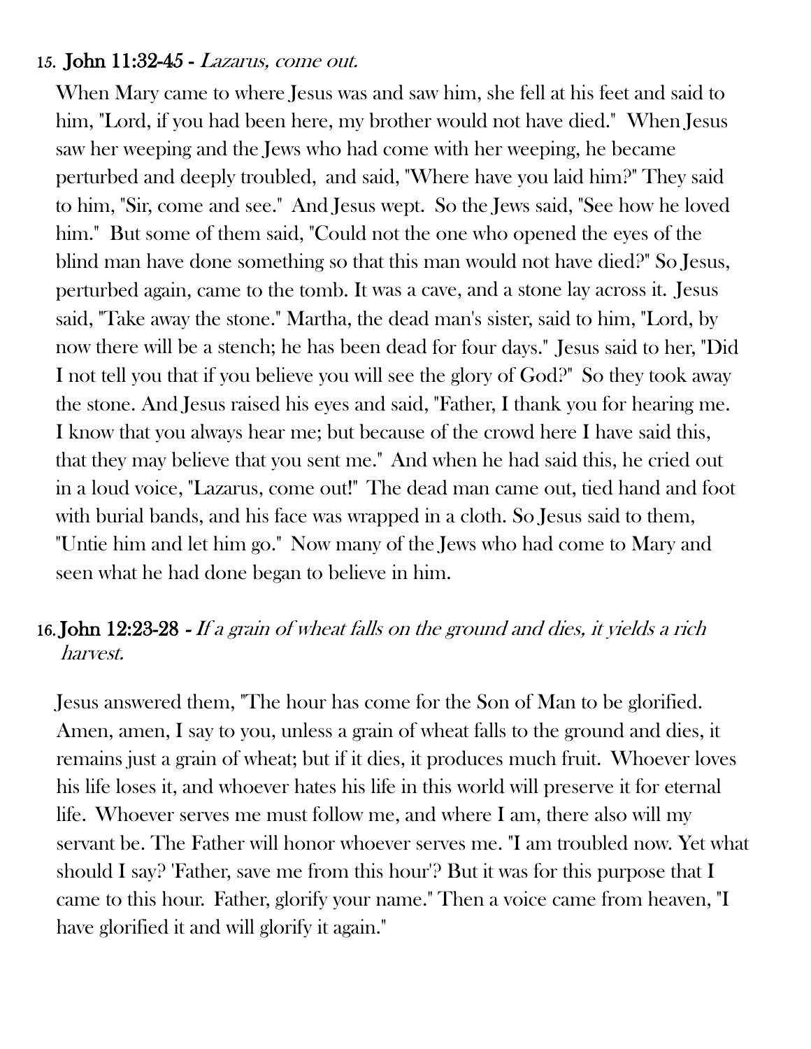15. **John 11:32-45** - *Lazarus, come out.*

When Mary came to where Jesus was and saw him, she fell at his feet and said to him, "Lord, if you had been here, my brother would not have died." When Jesus saw her weeping and the Jews who had come with her weeping, he became perturbed and deeply troubled, and said, "Where have you laid him?" They said to him, "Sir, come and see." And Jesus wept. So the Jews said, "See how he loved him." But some of them said, "Could not the one who opened the eyes of the blind man have done something so that this man would not have died?" So Jesus, perturbed again, came to the tomb. It was a cave, and a stone lay across it. Jesus said, "Take away the stone." Martha, the dead man's sister, said to him, "Lord, by now there will be a stench; he has been dead for four days." Jesus said to her, "Did I not tell you that if you believe you will see the glory of God?" So they took away the stone. And Jesus raised his eyes and said, "Father, I thank you for hearing me. I know that you always hear me; but because of the crowd here I have said this, that they may believe that you sent me." And when he had said this, he cried out in a loud voice, "Lazarus, come out!" The dead man came out, tied hand and foot with burial bands, and his face was wrapped in a cloth. So Jesus said to them, "Untie him and let him go." Now many of the Jews who had come to Mary and seen what he had done began to believe in him.

16. **John 12:23-28** - *If a grain of wheat falls on the ground and dies, it yields a rich harvest.*

Jesus answered them, "The hour has come for the Son of Man to be glorified. Amen, amen, I say to you, unless a grain of wheat falls to the ground and dies, it remains just a grain of wheat; but if it dies, it produces much fruit. Whoever loves his life loses it, and whoever hates his life in this world will preserve it for eternal life. Whoever serves me must follow me, and where I am, there also will my servant be. The Father will honor whoever serves me. "I am troubled now. Yet what should I say? 'Father, save me from this hour'? But it was for this purpose that I came to this hour. Father, glorify your name." Then a voice came from heaven, "I have glorified it and will glorify it again."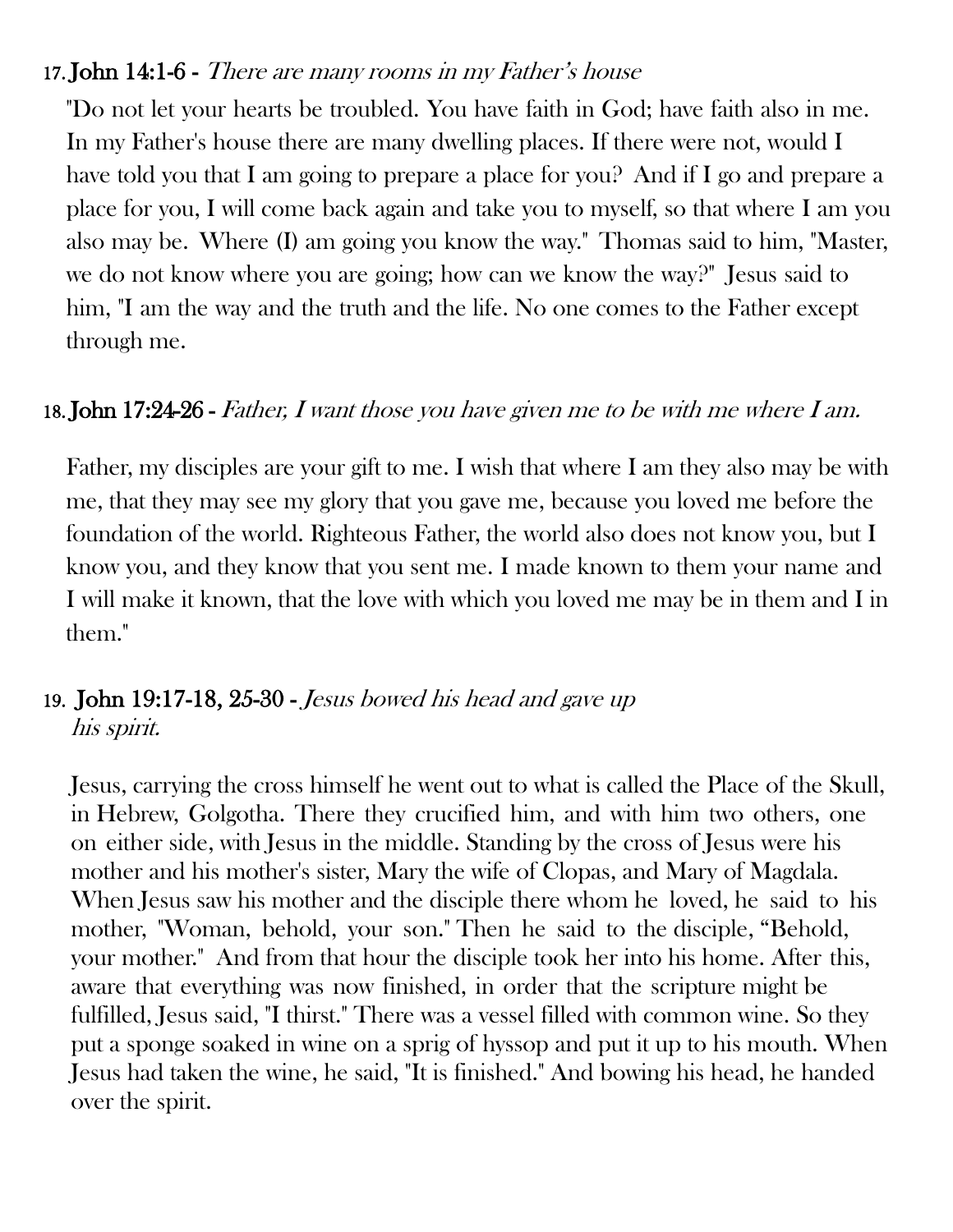17. **John 14:1-6** - *There are many rooms in my Father's house*

"Do not let your hearts be troubled. You have faith in God; have faith also in me. In my Father's house there are many dwelling places. If there were not, would I have told you that I am going to prepare a place for you? And if I go and prepare a place for you, I will come back again and take you to myself, so that where I am you also may be. Where (I) am going you know the way." Thomas said to him, "Master, we do not know where you are going; how can we know the way?" Jesus said to him, "I am the way and the truth and the life. No one comes to the Father except through me.

18. **John 17:24-26** - *Father, I want those you have given me to be with me where I am.*

Father, my disciples are your gift to me. I wish that where I am they also may be with me, that they may see my glory that you gave me, because you loved me before the foundation of the world. Righteous Father, the world also does not know you, but I know you, and they know that you sent me. I made known to them your name and I will make it known, that the love with which you loved me may be in them and I in them."

19. **John 19:17-18, 25-30** - *Jesus bowed his head and gave up his spirit.*

Jesus, carrying the cross himself he went out to what is called the Place of the Skull, in Hebrew, Golgotha. There they crucified him, and with him two others, one on either side, with Jesus in the middle. Standing by the cross of Jesus were his mother and his mother's sister, Mary the wife of Clopas, and Mary of Magdala. When Jesus saw his mother and the disciple there whom he loved, he said to his mother, "Woman, behold, your son." Then he said to the disciple, "Behold, your mother." And from that hour the disciple took her into his home. After this, aware that everything was now finished, in order that the scripture might be fulfilled, Jesus said, "I thirst." There was a vessel filled with common wine. So they put a sponge soaked in wine on a sprig of hyssop and put it up to his mouth. When Jesus had taken the wine, he said, "It is finished." And bowing his head, he handed over the spirit.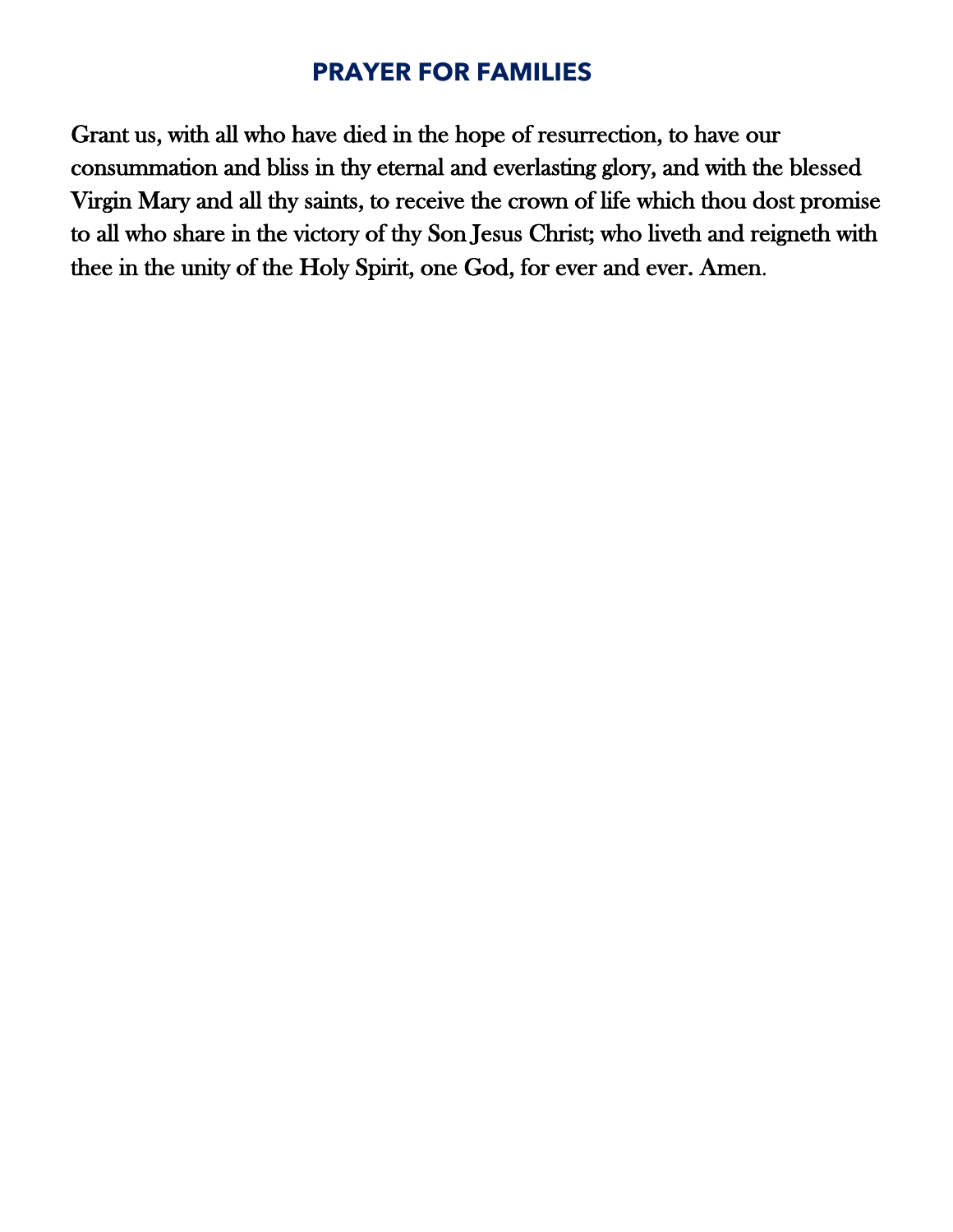## PRAYER FOR FAMILIES

Grant us, with all who have died in the hope of resurrection, to have our consummation and bliss in thy eternal and everlasting glory, and with the blessed Virgin Mary and all thy saints, to receive the crown of life which thou dost promise to all who share in the victory of thy Son Jesus Christ; who liveth and reigneth with thee in the unity of the Holy Spirit, one God, for ever and ever. Amen.